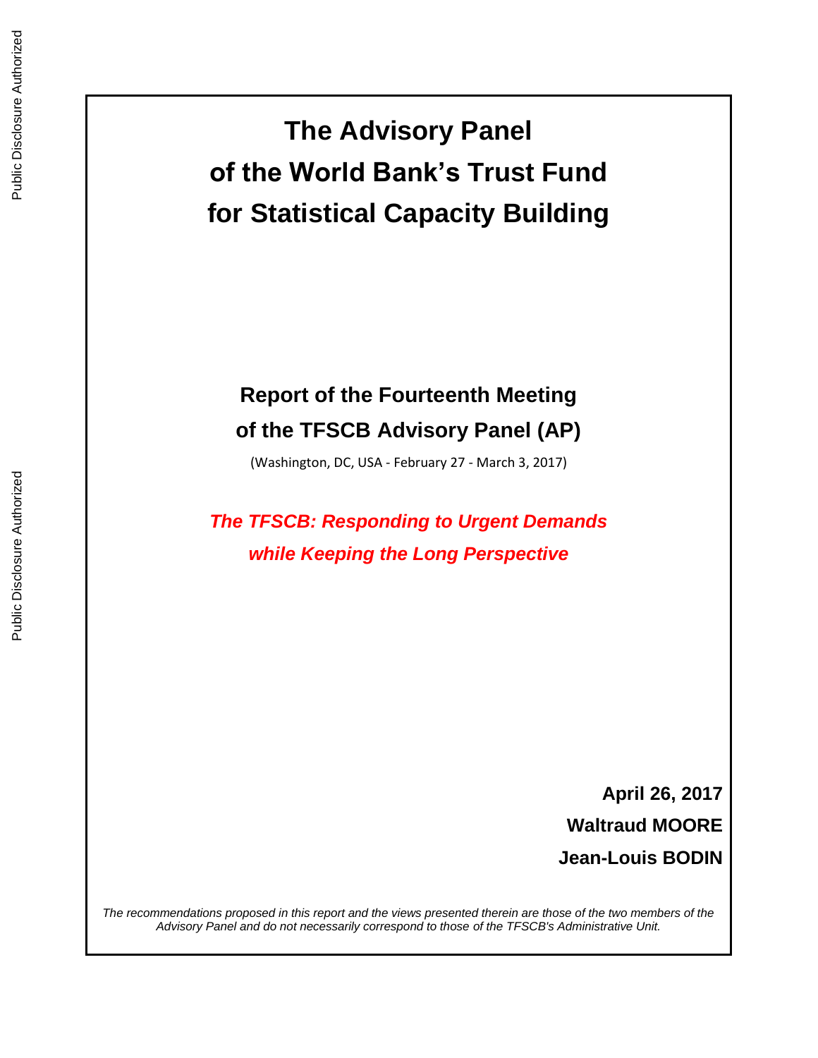# The Advisory Panel of the World Bank's Trust Fund for Statistical Capacity Building

## Report of the Fourteenth Meeting of the TFSCB Advisory Panel (AP)

(Washington, DC, USA - February 27 - March 3, 2017)

***The TFSCB: Responding to Urgent Demands while Keeping the Long Perspective***

**April 26, 2017**

**Waltraud MOORE**

**Jean-Louis BODIN**

*The recommendations proposed in this report and the views presented therein are those of the two members of the Advisory Panel and do not necessarily correspond to those of the TFSCB's Administrative Unit.*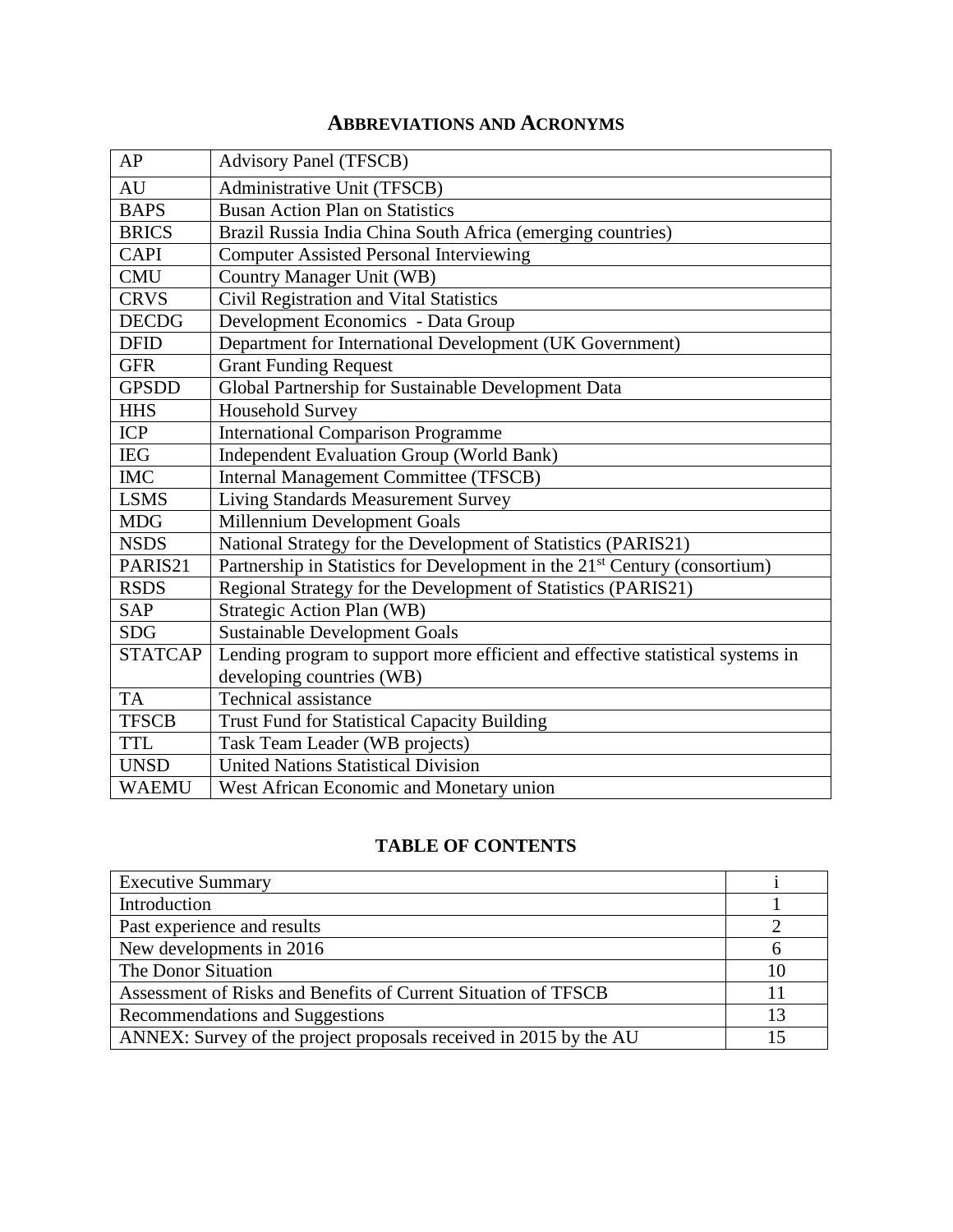## ABBREVIATIONS AND ACRONYMS

| | |
|---|---|
| AP | Advisory Panel (TFSCB) |
| AU | Administrative Unit (TFSCB) |
| BAPS | Busan Action Plan on Statistics |
| BRICS | Brazil Russia India China South Africa (emerging countries) |
| CAPI | Computer Assisted Personal Interviewing |
| CMU | Country Manager Unit (WB) |
| CRVS | Civil Registration and Vital Statistics |
| DECDG | Development Economics - Data Group |
| DFID | Department for International Development (UK Government) |
| GFR | Grant Funding Request |
| GPSDD | Global Partnership for Sustainable Development Data |
| HHS | Household Survey |
| ICP | International Comparison Programme |
| IEG | Independent Evaluation Group (World Bank) |
| IMC | Internal Management Committee (TFSCB) |
| LSMS | Living Standards Measurement Survey |
| MDG | Millennium Development Goals |
| NSDS | National Strategy for the Development of Statistics (PARIS21) |
| PARIS21 | Partnership in Statistics for Development in the 21st Century (consortium) |
| RSDS | Regional Strategy for the Development of Statistics (PARIS21) |
| SAP | Strategic Action Plan (WB) |
| SDG | Sustainable Development Goals |
| STATCAP | Lending program to support more efficient and effective statistical systems in developing countries (WB) |
| TA | Technical assistance |
| TFSCB | Trust Fund for Statistical Capacity Building |
| TTL | Task Team Leader (WB projects) |
| UNSD | United Nations Statistical Division |
| WAEMU | West African Economic and Monetary union |

## TABLE OF CONTENTS

| | |
|---|---|
| Executive Summary | i |
| Introduction | 1 |
| Past experience and results | 2 |
| New developments in 2016 | 6 |
| The Donor Situation | 10 |
| Assessment of Risks and Benefits of Current Situation of TFSCB | 11 |
| Recommendations and Suggestions | 13 |
| ANNEX: Survey of the project proposals received in 2015 by the AU | 15 |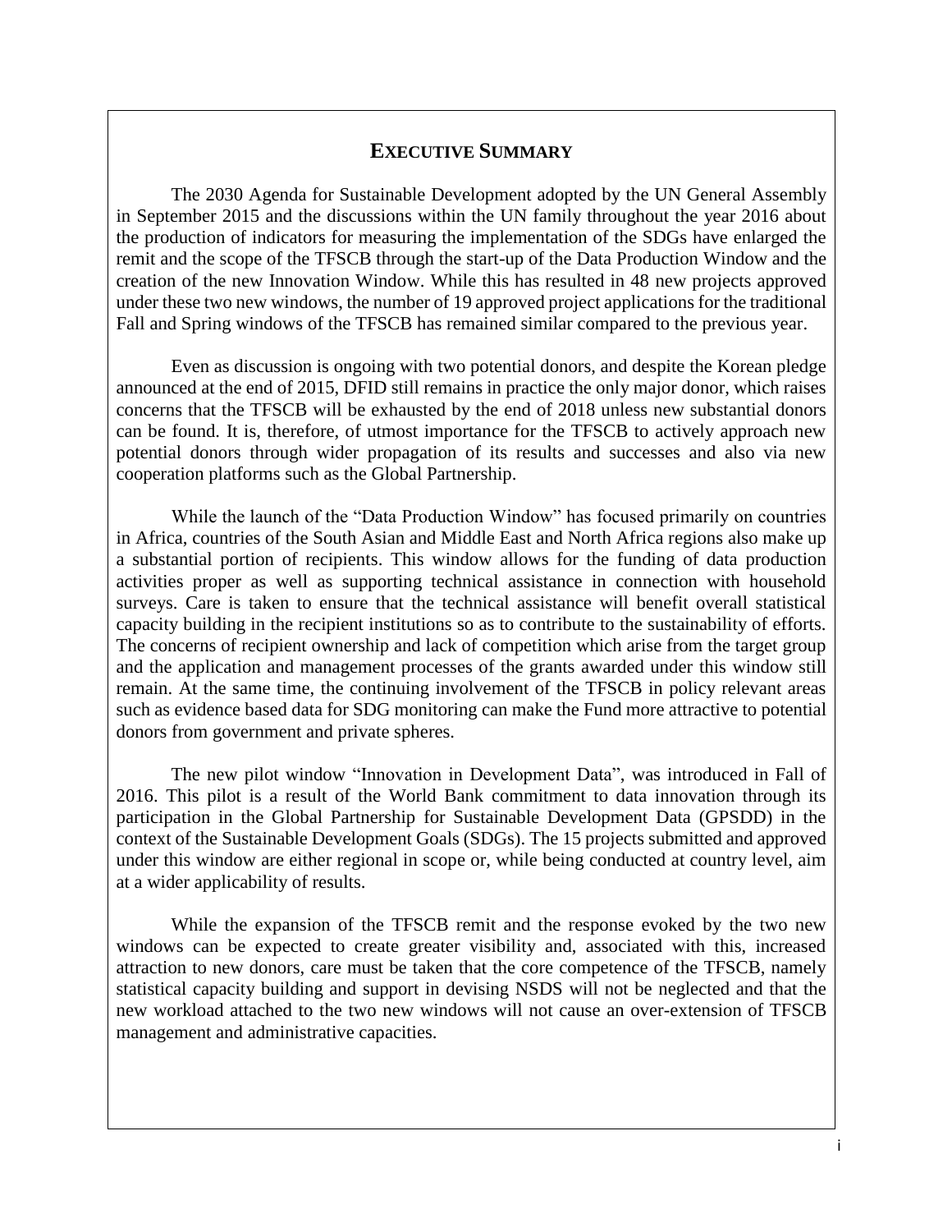## EXECUTIVE SUMMARY

The 2030 Agenda for Sustainable Development adopted by the UN General Assembly in September 2015 and the discussions within the UN family throughout the year 2016 about the production of indicators for measuring the implementation of the SDGs have enlarged the remit and the scope of the TFSCB through the start-up of the Data Production Window and the creation of the new Innovation Window. While this has resulted in 48 new projects approved under these two new windows, the number of 19 approved project applications for the traditional Fall and Spring windows of the TFSCB has remained similar compared to the previous year.

Even as discussion is ongoing with two potential donors, and despite the Korean pledge announced at the end of 2015, DFID still remains in practice the only major donor, which raises concerns that the TFSCB will be exhausted by the end of 2018 unless new substantial donors can be found. It is, therefore, of utmost importance for the TFSCB to actively approach new potential donors through wider propagation of its results and successes and also via new cooperation platforms such as the Global Partnership.

While the launch of the "Data Production Window" has focused primarily on countries in Africa, countries of the South Asian and Middle East and North Africa regions also make up a substantial portion of recipients. This window allows for the funding of data production activities proper as well as supporting technical assistance in connection with household surveys. Care is taken to ensure that the technical assistance will benefit overall statistical capacity building in the recipient institutions so as to contribute to the sustainability of efforts. The concerns of recipient ownership and lack of competition which arise from the target group and the application and management processes of the grants awarded under this window still remain. At the same time, the continuing involvement of the TFSCB in policy relevant areas such as evidence based data for SDG monitoring can make the Fund more attractive to potential donors from government and private spheres.

The new pilot window "Innovation in Development Data", was introduced in Fall of 2016. This pilot is a result of the World Bank commitment to data innovation through its participation in the Global Partnership for Sustainable Development Data (GPSDD) in the context of the Sustainable Development Goals (SDGs). The 15 projects submitted and approved under this window are either regional in scope or, while being conducted at country level, aim at a wider applicability of results.

While the expansion of the TFSCB remit and the response evoked by the two new windows can be expected to create greater visibility and, associated with this, increased attraction to new donors, care must be taken that the core competence of the TFSCB, namely statistical capacity building and support in devising NSDS will not be neglected and that the new workload attached to the two new windows will not cause an over-extension of TFSCB management and administrative capacities.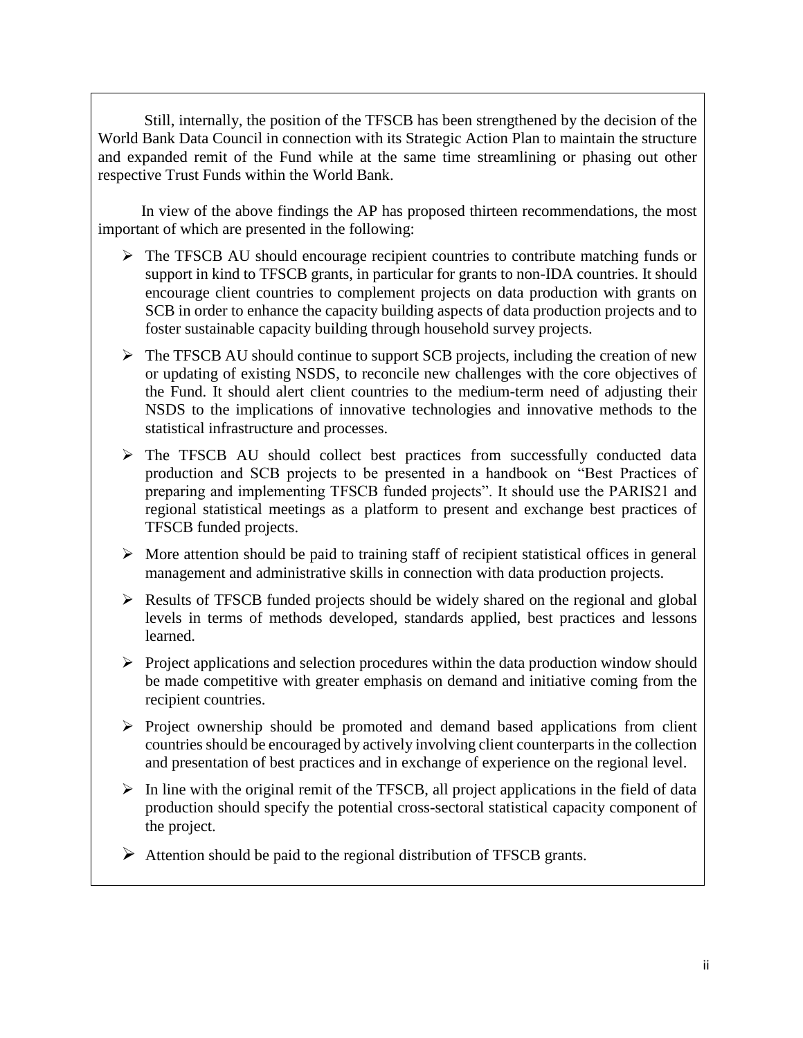Still, internally, the position of the TFSCB has been strengthened by the decision of the World Bank Data Council in connection with its Strategic Action Plan to maintain the structure and expanded remit of the Fund while at the same time streamlining or phasing out other respective Trust Funds within the World Bank.

In view of the above findings the AP has proposed thirteen recommendations, the most important of which are presented in the following:

- The TFSCB AU should encourage recipient countries to contribute matching funds or support in kind to TFSCB grants, in particular for grants to non-IDA countries. It should encourage client countries to complement projects on data production with grants on SCB in order to enhance the capacity building aspects of data production projects and to foster sustainable capacity building through household survey projects.
- The TFSCB AU should continue to support SCB projects, including the creation of new or updating of existing NSDS, to reconcile new challenges with the core objectives of the Fund. It should alert client countries to the medium-term need of adjusting their NSDS to the implications of innovative technologies and innovative methods to the statistical infrastructure and processes.
- The TFSCB AU should collect best practices from successfully conducted data production and SCB projects to be presented in a handbook on "Best Practices of preparing and implementing TFSCB funded projects". It should use the PARIS21 and regional statistical meetings as a platform to present and exchange best practices of TFSCB funded projects.
- More attention should be paid to training staff of recipient statistical offices in general management and administrative skills in connection with data production projects.
- Results of TFSCB funded projects should be widely shared on the regional and global levels in terms of methods developed, standards applied, best practices and lessons learned.
- Project applications and selection procedures within the data production window should be made competitive with greater emphasis on demand and initiative coming from the recipient countries.
- Project ownership should be promoted and demand based applications from client countries should be encouraged by actively involving client counterparts in the collection and presentation of best practices and in exchange of experience on the regional level.
- In line with the original remit of the TFSCB, all project applications in the field of data production should specify the potential cross-sectoral statistical capacity component of the project.
- Attention should be paid to the regional distribution of TFSCB grants.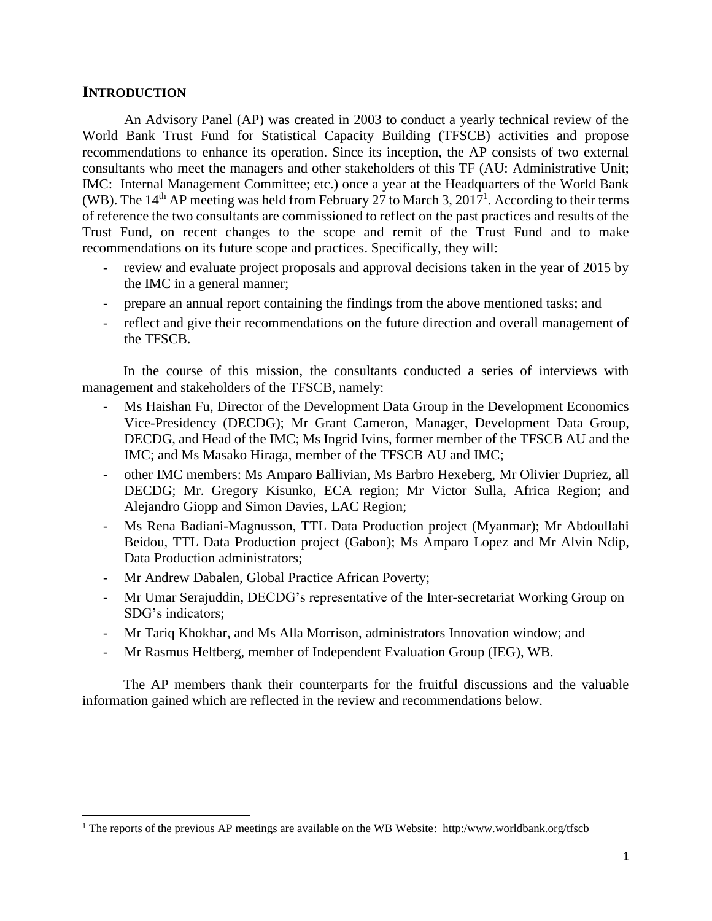## INTRODUCTION

An Advisory Panel (AP) was created in 2003 to conduct a yearly technical review of the World Bank Trust Fund for Statistical Capacity Building (TFSCB) activities and propose recommendations to enhance its operation. Since its inception, the AP consists of two external consultants who meet the managers and other stakeholders of this TF (AU: Administrative Unit; IMC: Internal Management Committee; etc.) once a year at the Headquarters of the World Bank (WB). The 14th AP meeting was held from February 27 to March 3, 2017[1]. According to their terms of reference the two consultants are commissioned to reflect on the past practices and results of the Trust Fund, on recent changes to the scope and remit of the Trust Fund and to make recommendations on its future scope and practices. Specifically, they will:

- review and evaluate project proposals and approval decisions taken in the year of 2015 by the IMC in a general manner;
- prepare an annual report containing the findings from the above mentioned tasks; and
- reflect and give their recommendations on the future direction and overall management of the TFSCB.

In the course of this mission, the consultants conducted a series of interviews with management and stakeholders of the TFSCB, namely:

- Ms Haishan Fu, Director of the Development Data Group in the Development Economics Vice-Presidency (DECDG); Mr Grant Cameron, Manager, Development Data Group, DECDG, and Head of the IMC; Ms Ingrid Ivins, former member of the TFSCB AU and the IMC; and Ms Masako Hiraga, member of the TFSCB AU and IMC;
- other IMC members: Ms Amparo Ballivian, Ms Barbro Hexeberg, Mr Olivier Dupriez, all DECDG; Mr. Gregory Kisunko, ECA region; Mr Victor Sulla, Africa Region; and Alejandro Giopp and Simon Davies, LAC Region;
- Ms Rena Badiani-Magnusson, TTL Data Production project (Myanmar); Mr Abdoullahi Beidou, TTL Data Production project (Gabon); Ms Amparo Lopez and Mr Alvin Ndip, Data Production administrators;
- Mr Andrew Dabalen, Global Practice African Poverty;
- Mr Umar Serajuddin, DECDG's representative of the Inter-secretariat Working Group on SDG's indicators;
- Mr Tariq Khokhar, and Ms Alla Morrison, administrators Innovation window; and
- Mr Rasmus Heltberg, member of Independent Evaluation Group (IEG), WB.

The AP members thank their counterparts for the fruitful discussions and the valuable information gained which are reflected in the review and recommendations below.

[1] The reports of the previous AP meetings are available on the WB Website: http:/www.worldbank.org/tfscb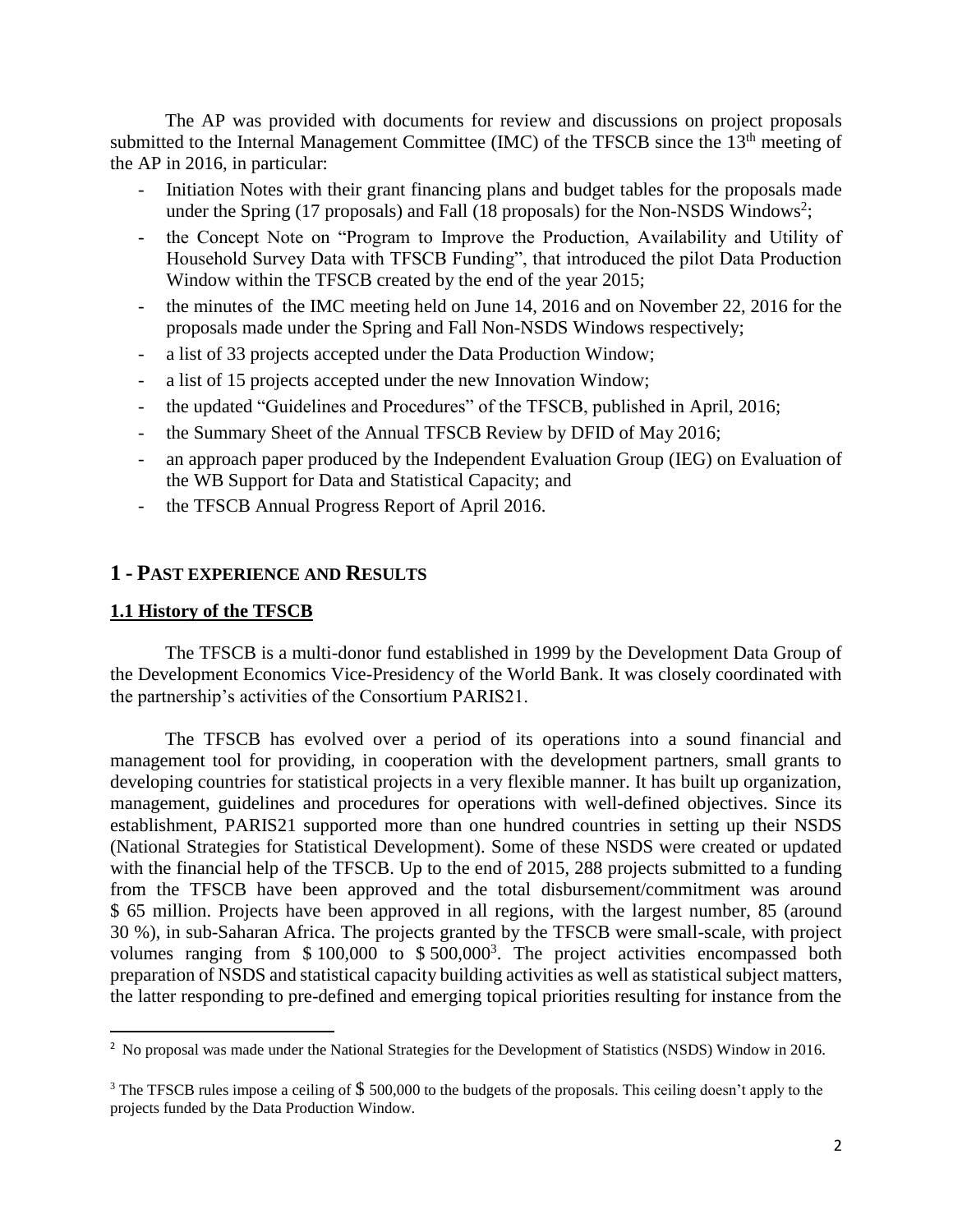The AP was provided with documents for review and discussions on project proposals submitted to the Internal Management Committee (IMC) of the TFSCB since the 13th meeting of the AP in 2016, in particular:

- Initiation Notes with their grant financing plans and budget tables for the proposals made under the Spring (17 proposals) and Fall (18 proposals) for the Non-NSDS Windows[2];
- the Concept Note on "Program to Improve the Production, Availability and Utility of Household Survey Data with TFSCB Funding", that introduced the pilot Data Production Window within the TFSCB created by the end of the year 2015;
- the minutes of the IMC meeting held on June 14, 2016 and on November 22, 2016 for the proposals made under the Spring and Fall Non-NSDS Windows respectively;
- a list of 33 projects accepted under the Data Production Window;
- a list of 15 projects accepted under the new Innovation Window;
- the updated "Guidelines and Procedures" of the TFSCB, published in April, 2016;
- the Summary Sheet of the Annual TFSCB Review by DFID of May 2016;
- an approach paper produced by the Independent Evaluation Group (IEG) on Evaluation of the WB Support for Data and Statistical Capacity; and
- the TFSCB Annual Progress Report of April 2016.

# 1 - PAST EXPERIENCE AND RESULTS

## 1.1 History of the TFSCB

The TFSCB is a multi-donor fund established in 1999 by the Development Data Group of the Development Economics Vice-Presidency of the World Bank. It was closely coordinated with the partnership's activities of the Consortium PARIS21.

The TFSCB has evolved over a period of its operations into a sound financial and management tool for providing, in cooperation with the development partners, small grants to developing countries for statistical projects in a very flexible manner. It has built up organization, management, guidelines and procedures for operations with well-defined objectives. Since its establishment, PARIS21 supported more than one hundred countries in setting up their NSDS (National Strategies for Statistical Development). Some of these NSDS were created or updated with the financial help of the TFSCB. Up to the end of 2015, 288 projects submitted to a funding from the TFSCB have been approved and the total disbursement/commitment was around $ 65 million. Projects have been approved in all regions, with the largest number, 85 (around 30 %), in sub-Saharan Africa. The projects granted by the TFSCB were small-scale, with project volumes ranging from $ 100,000 to $ 500,000[3]. The project activities encompassed both preparation of NSDS and statistical capacity building activities as well as statistical subject matters, the latter responding to pre-defined and emerging topical priorities resulting for instance from the

---

[2] No proposal was made under the National Strategies for the Development of Statistics (NSDS) Window in 2016.

[3] The TFSCB rules impose a ceiling of $ 500,000 to the budgets of the proposals. This ceiling doesn't apply to the projects funded by the Data Production Window.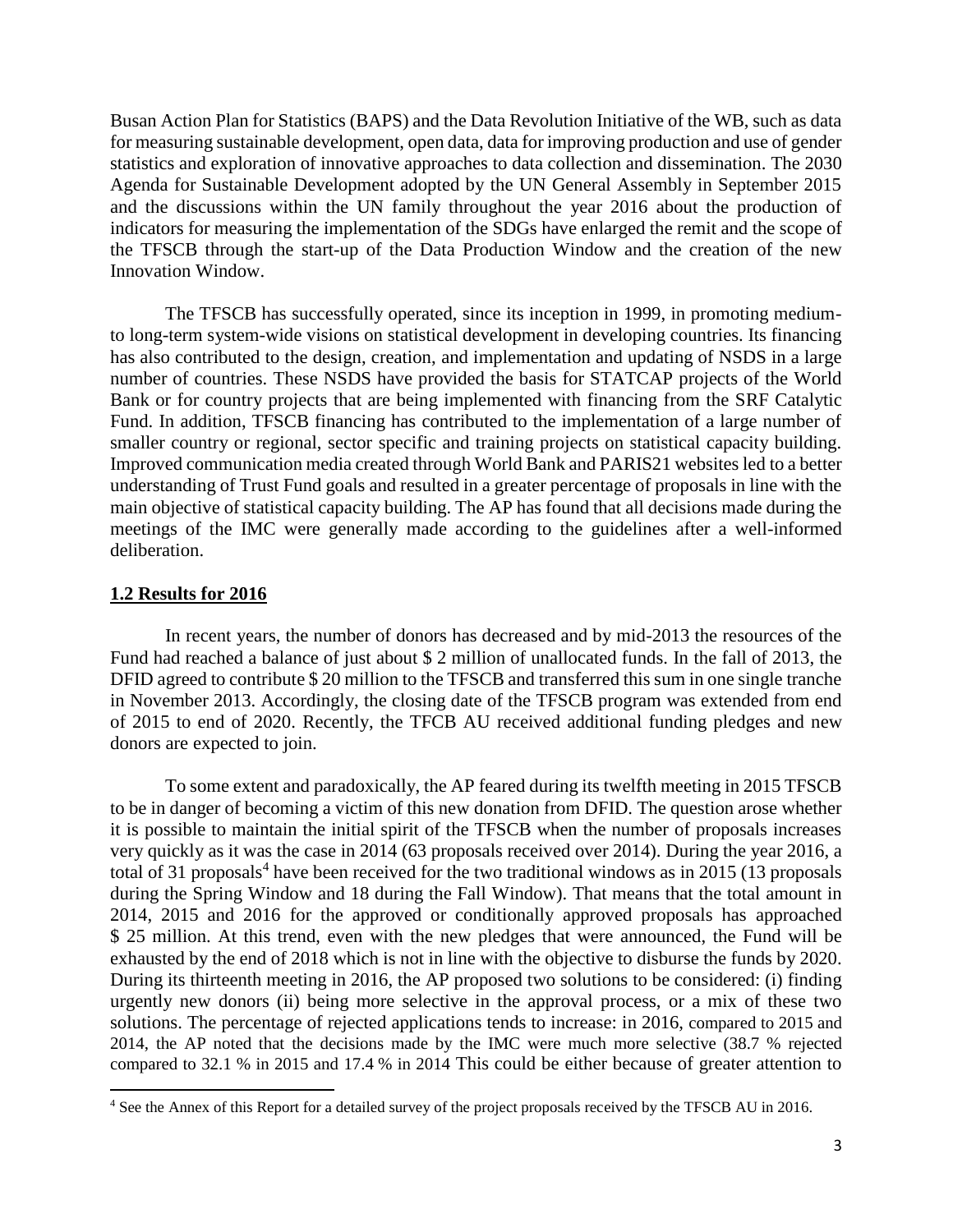Busan Action Plan for Statistics (BAPS) and the Data Revolution Initiative of the WB, such as data for measuring sustainable development, open data, data for improving production and use of gender statistics and exploration of innovative approaches to data collection and dissemination. The 2030 Agenda for Sustainable Development adopted by the UN General Assembly in September 2015 and the discussions within the UN family throughout the year 2016 about the production of indicators for measuring the implementation of the SDGs have enlarged the remit and the scope of the TFSCB through the start-up of the Data Production Window and the creation of the new Innovation Window.

The TFSCB has successfully operated, since its inception in 1999, in promoting medium-to long-term system-wide visions on statistical development in developing countries. Its financing has also contributed to the design, creation, and implementation and updating of NSDS in a large number of countries. These NSDS have provided the basis for STATCAP projects of the World Bank or for country projects that are being implemented with financing from the SRF Catalytic Fund. In addition, TFSCB financing has contributed to the implementation of a large number of smaller country or regional, sector specific and training projects on statistical capacity building. Improved communication media created through World Bank and PARIS21 websites led to a better understanding of Trust Fund goals and resulted in a greater percentage of proposals in line with the main objective of statistical capacity building. The AP has found that all decisions made during the meetings of the IMC were generally made according to the guidelines after a well-informed deliberation.

## 1.2 Results for 2016

In recent years, the number of donors has decreased and by mid-2013 the resources of the Fund had reached a balance of just about $ 2 million of unallocated funds. In the fall of 2013, the DFID agreed to contribute $ 20 million to the TFSCB and transferred this sum in one single tranche in November 2013. Accordingly, the closing date of the TFSCB program was extended from end of 2015 to end of 2020. Recently, the TFCB AU received additional funding pledges and new donors are expected to join.

To some extent and paradoxically, the AP feared during its twelfth meeting in 2015 TFSCB to be in danger of becoming a victim of this new donation from DFID. The question arose whether it is possible to maintain the initial spirit of the TFSCB when the number of proposals increases very quickly as it was the case in 2014 (63 proposals received over 2014). During the year 2016, a total of 31 proposals[4] have been received for the two traditional windows as in 2015 (13 proposals during the Spring Window and 18 during the Fall Window). That means that the total amount in 2014, 2015 and 2016 for the approved or conditionally approved proposals has approached $ 25 million. At this trend, even with the new pledges that were announced, the Fund will be exhausted by the end of 2018 which is not in line with the objective to disburse the funds by 2020. During its thirteenth meeting in 2016, the AP proposed two solutions to be considered: (i) finding urgently new donors (ii) being more selective in the approval process, or a mix of these two solutions. The percentage of rejected applications tends to increase: in 2016, compared to 2015 and 2014, the AP noted that the decisions made by the IMC were much more selective (38.7 % rejected compared to 32.1 % in 2015 and 17.4 % in 2014 This could be either because of greater attention to

[4] See the Annex of this Report for a detailed survey of the project proposals received by the TFSCB AU in 2016.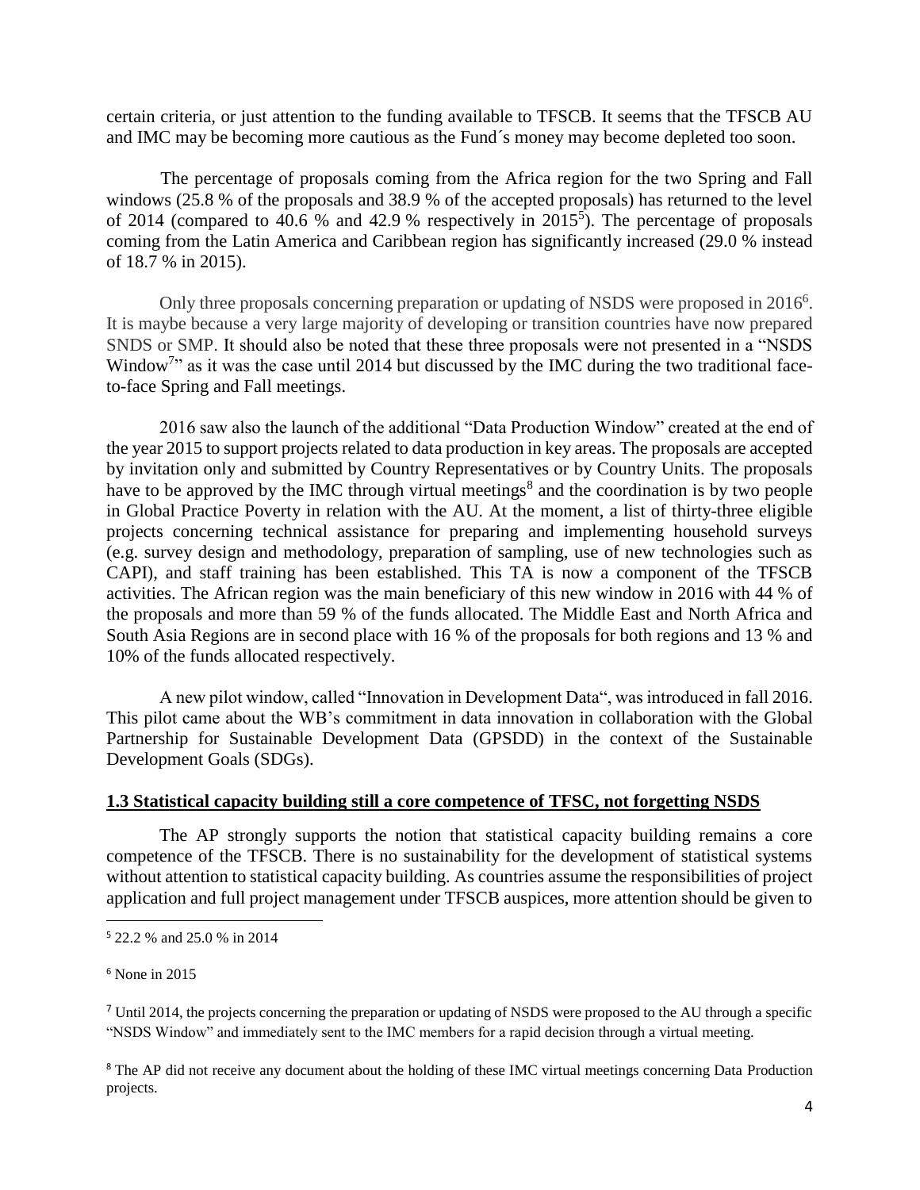certain criteria, or just attention to the funding available to TFSCB. It seems that the TFSCB AU and IMC may be becoming more cautious as the Fund´s money may become depleted too soon.

The percentage of proposals coming from the Africa region for the two Spring and Fall windows (25.8 % of the proposals and 38.9 % of the accepted proposals) has returned to the level of 2014 (compared to 40.6 % and 42.9 % respectively in 2015[5]). The percentage of proposals coming from the Latin America and Caribbean region has significantly increased (29.0 % instead of 18.7 % in 2015).

Only three proposals concerning preparation or updating of NSDS were proposed in 2016[6]. It is maybe because a very large majority of developing or transition countries have now prepared SNDS or SMP. It should also be noted that these three proposals were not presented in a "NSDS Window[7]" as it was the case until 2014 but discussed by the IMC during the two traditional face-to-face Spring and Fall meetings.

2016 saw also the launch of the additional "Data Production Window" created at the end of the year 2015 to support projects related to data production in key areas. The proposals are accepted by invitation only and submitted by Country Representatives or by Country Units. The proposals have to be approved by the IMC through virtual meetings[8] and the coordination is by two people in Global Practice Poverty in relation with the AU. At the moment, a list of thirty-three eligible projects concerning technical assistance for preparing and implementing household surveys (e.g. survey design and methodology, preparation of sampling, use of new technologies such as CAPI), and staff training has been established. This TA is now a component of the TFSCB activities. The African region was the main beneficiary of this new window in 2016 with 44 % of the proposals and more than 59 % of the funds allocated. The Middle East and North Africa and South Asia Regions are in second place with 16 % of the proposals for both regions and 13 % and 10% of the funds allocated respectively.

A new pilot window, called "Innovation in Development Data", was introduced in fall 2016. This pilot came about the WB's commitment in data innovation in collaboration with the Global Partnership for Sustainable Development Data (GPSDD) in the context of the Sustainable Development Goals (SDGs).

## 1.3 Statistical capacity building still a core competence of TFSC, not forgetting NSDS

The AP strongly supports the notion that statistical capacity building remains a core competence of the TFSCB. There is no sustainability for the development of statistical systems without attention to statistical capacity building. As countries assume the responsibilities of project application and full project management under TFSCB auspices, more attention should be given to

---

[5] 22.2 % and 25.0 % in 2014

[6] None in 2015

[7] Until 2014, the projects concerning the preparation or updating of NSDS were proposed to the AU through a specific "NSDS Window" and immediately sent to the IMC members for a rapid decision through a virtual meeting.

[8] The AP did not receive any document about the holding of these IMC virtual meetings concerning Data Production projects.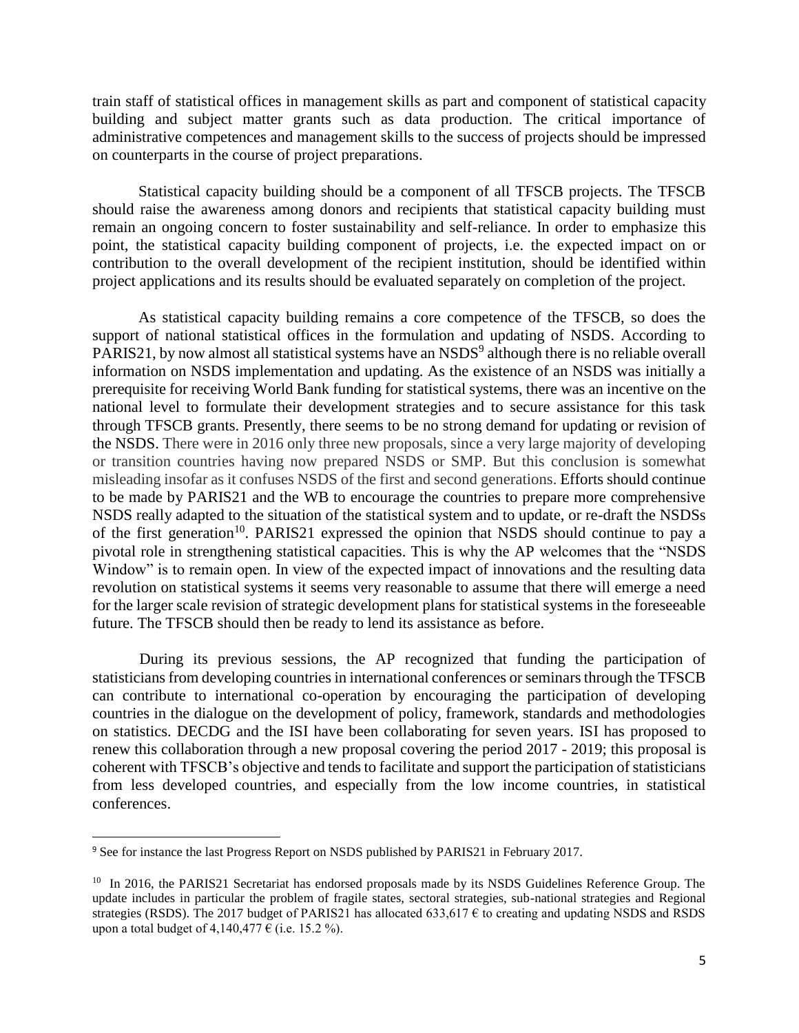train staff of statistical offices in management skills as part and component of statistical capacity building and subject matter grants such as data production. The critical importance of administrative competences and management skills to the success of projects should be impressed on counterparts in the course of project preparations.

Statistical capacity building should be a component of all TFSCB projects. The TFSCB should raise the awareness among donors and recipients that statistical capacity building must remain an ongoing concern to foster sustainability and self-reliance. In order to emphasize this point, the statistical capacity building component of projects, i.e. the expected impact on or contribution to the overall development of the recipient institution, should be identified within project applications and its results should be evaluated separately on completion of the project.

As statistical capacity building remains a core competence of the TFSCB, so does the support of national statistical offices in the formulation and updating of NSDS. According to PARIS21, by now almost all statistical systems have an NSDS[9] although there is no reliable overall information on NSDS implementation and updating. As the existence of an NSDS was initially a prerequisite for receiving World Bank funding for statistical systems, there was an incentive on the national level to formulate their development strategies and to secure assistance for this task through TFSCB grants. Presently, there seems to be no strong demand for updating or revision of the NSDS. There were in 2016 only three new proposals, since a very large majority of developing or transition countries having now prepared NSDS or SMP. But this conclusion is somewhat misleading insofar as it confuses NSDS of the first and second generations. Efforts should continue to be made by PARIS21 and the WB to encourage the countries to prepare more comprehensive NSDS really adapted to the situation of the statistical system and to update, or re-draft the NSDSs of the first generation[10]. PARIS21 expressed the opinion that NSDS should continue to pay a pivotal role in strengthening statistical capacities. This is why the AP welcomes that the "NSDS Window" is to remain open. In view of the expected impact of innovations and the resulting data revolution on statistical systems it seems very reasonable to assume that there will emerge a need for the larger scale revision of strategic development plans for statistical systems in the foreseeable future. The TFSCB should then be ready to lend its assistance as before.

During its previous sessions, the AP recognized that funding the participation of statisticians from developing countries in international conferences or seminars through the TFSCB can contribute to international co-operation by encouraging the participation of developing countries in the dialogue on the development of policy, framework, standards and methodologies on statistics. DECDG and the ISI have been collaborating for seven years. ISI has proposed to renew this collaboration through a new proposal covering the period 2017 - 2019; this proposal is coherent with TFSCB's objective and tends to facilitate and support the participation of statisticians from less developed countries, and especially from the low income countries, in statistical conferences.

---

[9] See for instance the last Progress Report on NSDS published by PARIS21 in February 2017.

[10] In 2016, the PARIS21 Secretariat has endorsed proposals made by its NSDS Guidelines Reference Group. The update includes in particular the problem of fragile states, sectoral strategies, sub-national strategies and Regional strategies (RSDS). The 2017 budget of PARIS21 has allocated 633,617 € to creating and updating NSDS and RSDS upon a total budget of 4,140,477 € (i.e. 15.2 %).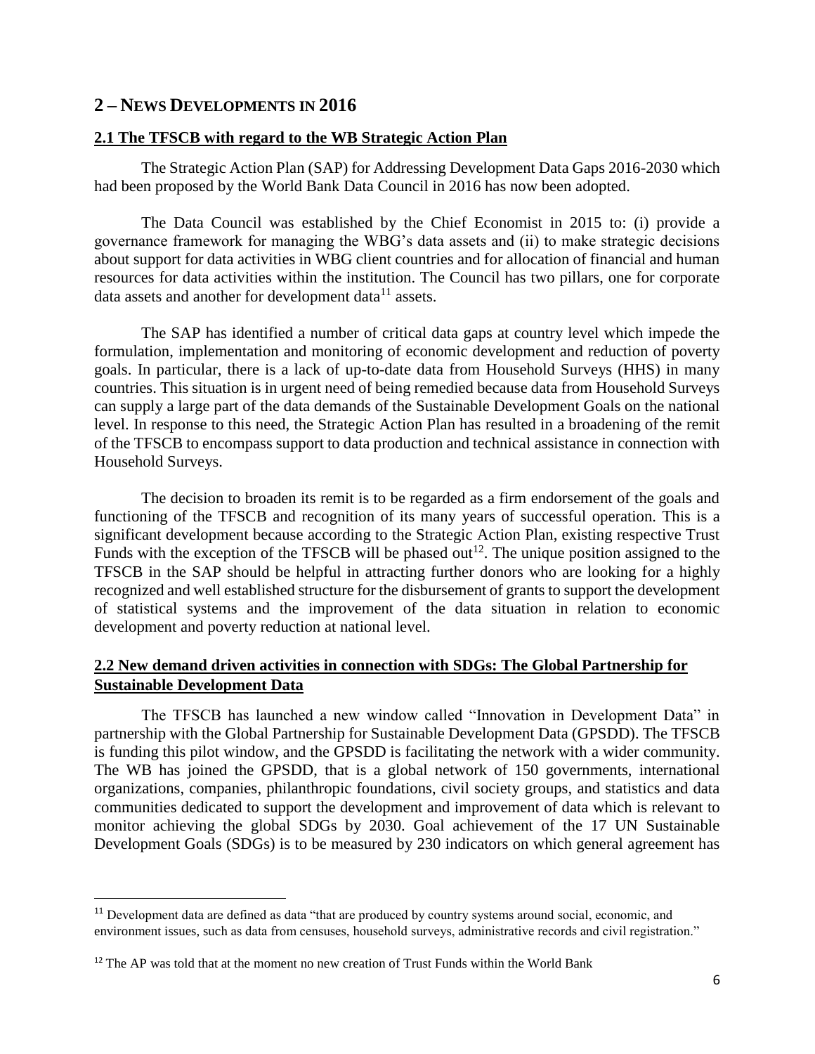## 2 – NEWS DEVELOPMENTS IN 2016

### 2.1 The TFSCB with regard to the WB Strategic Action Plan

The Strategic Action Plan (SAP) for Addressing Development Data Gaps 2016-2030 which had been proposed by the World Bank Data Council in 2016 has now been adopted.

The Data Council was established by the Chief Economist in 2015 to: (i) provide a governance framework for managing the WBG's data assets and (ii) to make strategic decisions about support for data activities in WBG client countries and for allocation of financial and human resources for data activities within the institution. The Council has two pillars, one for corporate data assets and another for development data[11] assets.

The SAP has identified a number of critical data gaps at country level which impede the formulation, implementation and monitoring of economic development and reduction of poverty goals. In particular, there is a lack of up-to-date data from Household Surveys (HHS) in many countries. This situation is in urgent need of being remedied because data from Household Surveys can supply a large part of the data demands of the Sustainable Development Goals on the national level. In response to this need, the Strategic Action Plan has resulted in a broadening of the remit of the TFSCB to encompass support to data production and technical assistance in connection with Household Surveys.

The decision to broaden its remit is to be regarded as a firm endorsement of the goals and functioning of the TFSCB and recognition of its many years of successful operation. This is a significant development because according to the Strategic Action Plan, existing respective Trust Funds with the exception of the TFSCB will be phased out[12]. The unique position assigned to the TFSCB in the SAP should be helpful in attracting further donors who are looking for a highly recognized and well established structure for the disbursement of grants to support the development of statistical systems and the improvement of the data situation in relation to economic development and poverty reduction at national level.

### 2.2 New demand driven activities in connection with SDGs: The Global Partnership for Sustainable Development Data

The TFSCB has launched a new window called "Innovation in Development Data" in partnership with the Global Partnership for Sustainable Development Data (GPSDD). The TFSCB is funding this pilot window, and the GPSDD is facilitating the network with a wider community. The WB has joined the GPSDD, that is a global network of 150 governments, international organizations, companies, philanthropic foundations, civil society groups, and statistics and data communities dedicated to support the development and improvement of data which is relevant to monitor achieving the global SDGs by 2030. Goal achievement of the 17 UN Sustainable Development Goals (SDGs) is to be measured by 230 indicators on which general agreement has

---

[11] Development data are defined as data "that are produced by country systems around social, economic, and environment issues, such as data from censuses, household surveys, administrative records and civil registration."

[12] The AP was told that at the moment no new creation of Trust Funds within the World Bank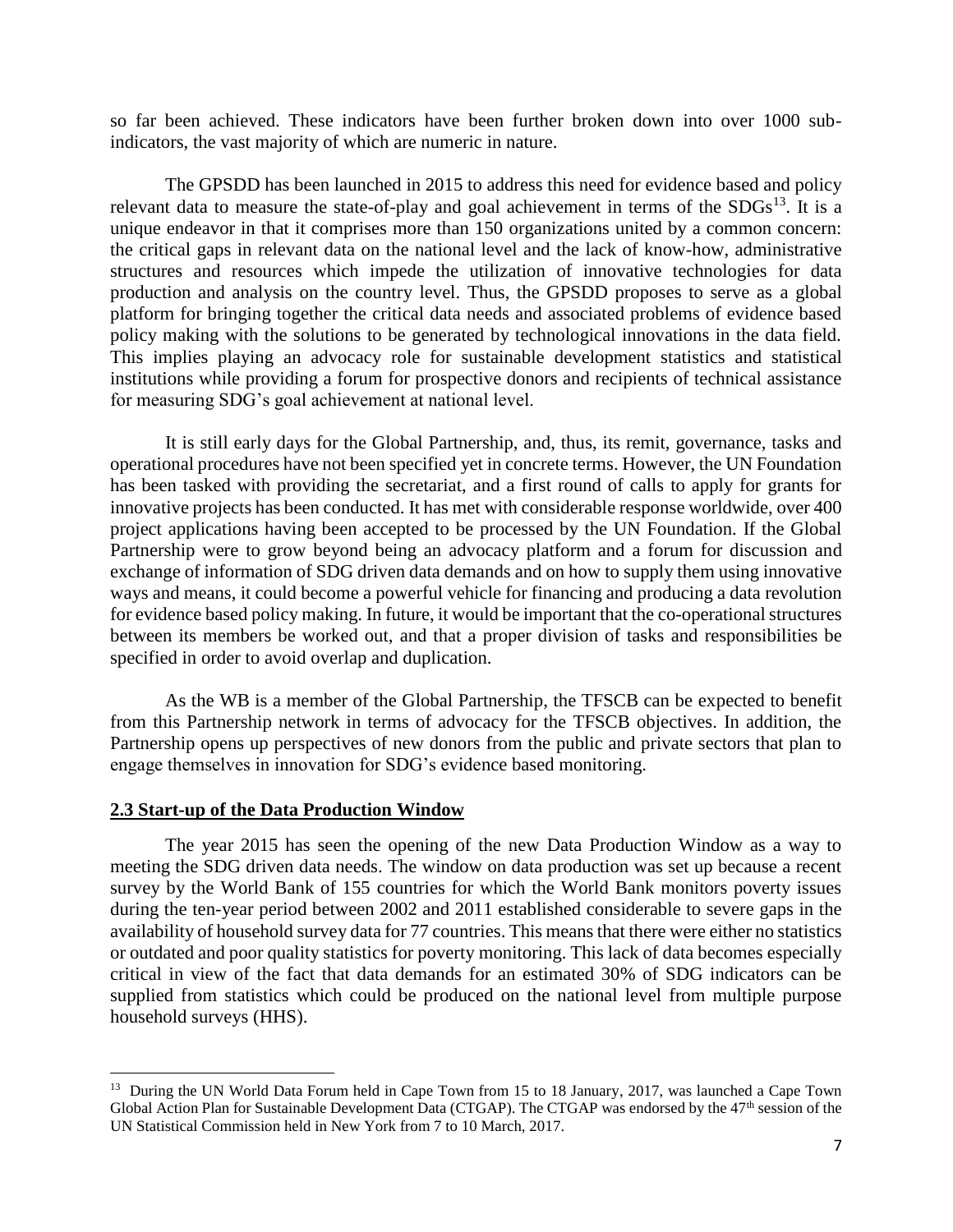so far been achieved. These indicators have been further broken down into over 1000 sub-indicators, the vast majority of which are numeric in nature.

The GPSDD has been launched in 2015 to address this need for evidence based and policy relevant data to measure the state-of-play and goal achievement in terms of the SDGs[13]. It is a unique endeavor in that it comprises more than 150 organizations united by a common concern: the critical gaps in relevant data on the national level and the lack of know-how, administrative structures and resources which impede the utilization of innovative technologies for data production and analysis on the country level. Thus, the GPSDD proposes to serve as a global platform for bringing together the critical data needs and associated problems of evidence based policy making with the solutions to be generated by technological innovations in the data field. This implies playing an advocacy role for sustainable development statistics and statistical institutions while providing a forum for prospective donors and recipients of technical assistance for measuring SDG's goal achievement at national level.

It is still early days for the Global Partnership, and, thus, its remit, governance, tasks and operational procedures have not been specified yet in concrete terms. However, the UN Foundation has been tasked with providing the secretariat, and a first round of calls to apply for grants for innovative projects has been conducted. It has met with considerable response worldwide, over 400 project applications having been accepted to be processed by the UN Foundation. If the Global Partnership were to grow beyond being an advocacy platform and a forum for discussion and exchange of information of SDG driven data demands and on how to supply them using innovative ways and means, it could become a powerful vehicle for financing and producing a data revolution for evidence based policy making. In future, it would be important that the co-operational structures between its members be worked out, and that a proper division of tasks and responsibilities be specified in order to avoid overlap and duplication.

As the WB is a member of the Global Partnership, the TFSCB can be expected to benefit from this Partnership network in terms of advocacy for the TFSCB objectives. In addition, the Partnership opens up perspectives of new donors from the public and private sectors that plan to engage themselves in innovation for SDG's evidence based monitoring.

### 2.3 Start-up of the Data Production Window

The year 2015 has seen the opening of the new Data Production Window as a way to meeting the SDG driven data needs. The window on data production was set up because a recent survey by the World Bank of 155 countries for which the World Bank monitors poverty issues during the ten-year period between 2002 and 2011 established considerable to severe gaps in the availability of household survey data for 77 countries. This means that there were either no statistics or outdated and poor quality statistics for poverty monitoring. This lack of data becomes especially critical in view of the fact that data demands for an estimated 30% of SDG indicators can be supplied from statistics which could be produced on the national level from multiple purpose household surveys (HHS).

---

[13] During the UN World Data Forum held in Cape Town from 15 to 18 January, 2017, was launched a Cape Town Global Action Plan for Sustainable Development Data (CTGAP). The CTGAP was endorsed by the 47th session of the UN Statistical Commission held in New York from 7 to 10 March, 2017.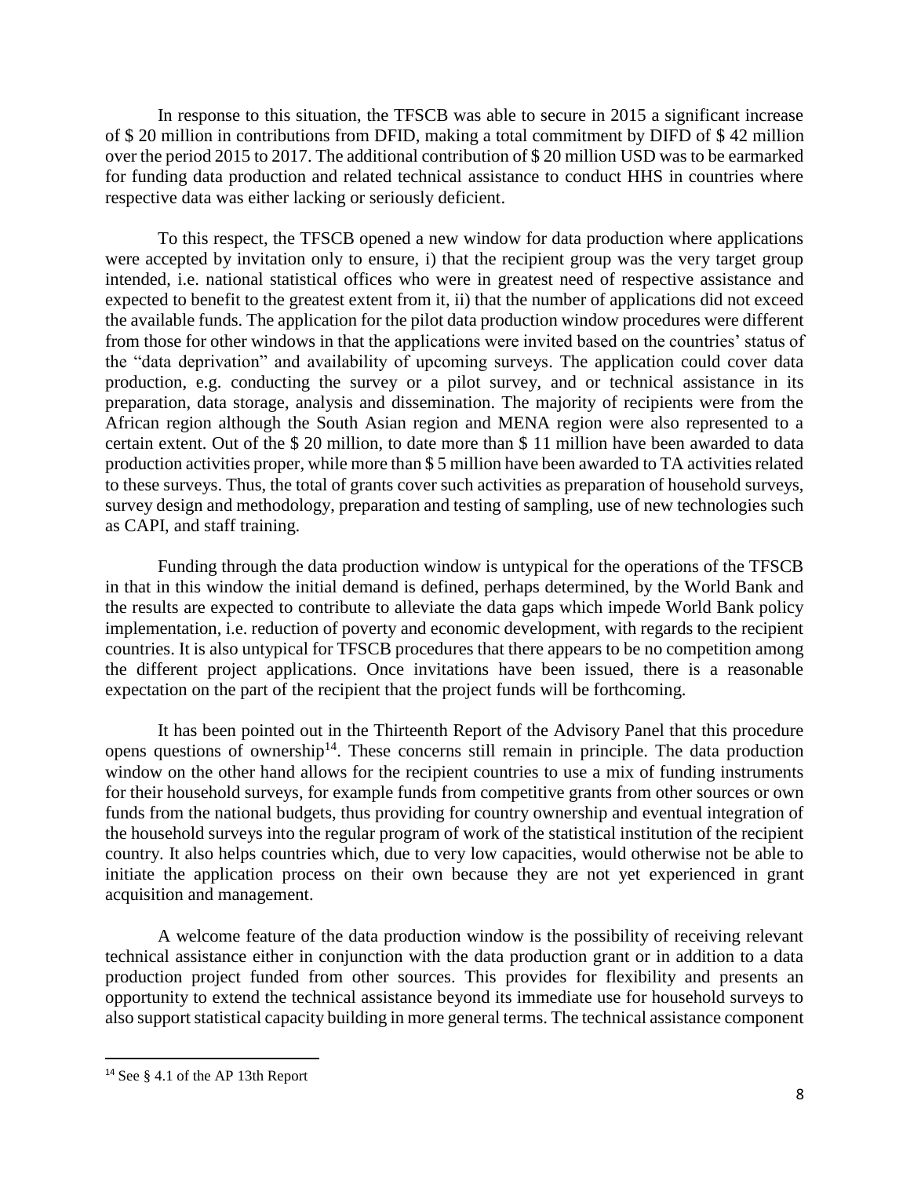In response to this situation, the TFSCB was able to secure in 2015 a significant increase of $ 20 million in contributions from DFID, making a total commitment by DIFD of $ 42 million over the period 2015 to 2017. The additional contribution of $ 20 million USD was to be earmarked for funding data production and related technical assistance to conduct HHS in countries where respective data was either lacking or seriously deficient.

To this respect, the TFSCB opened a new window for data production where applications were accepted by invitation only to ensure, i) that the recipient group was the very target group intended, i.e. national statistical offices who were in greatest need of respective assistance and expected to benefit to the greatest extent from it, ii) that the number of applications did not exceed the available funds. The application for the pilot data production window procedures were different from those for other windows in that the applications were invited based on the countries' status of the "data deprivation" and availability of upcoming surveys. The application could cover data production, e.g. conducting the survey or a pilot survey, and or technical assistance in its preparation, data storage, analysis and dissemination. The majority of recipients were from the African region although the South Asian region and MENA region were also represented to a certain extent. Out of the $ 20 million, to date more than $ 11 million have been awarded to data production activities proper, while more than $ 5 million have been awarded to TA activities related to these surveys. Thus, the total of grants cover such activities as preparation of household surveys, survey design and methodology, preparation and testing of sampling, use of new technologies such as CAPI, and staff training.

Funding through the data production window is untypical for the operations of the TFSCB in that in this window the initial demand is defined, perhaps determined, by the World Bank and the results are expected to contribute to alleviate the data gaps which impede World Bank policy implementation, i.e. reduction of poverty and economic development, with regards to the recipient countries. It is also untypical for TFSCB procedures that there appears to be no competition among the different project applications. Once invitations have been issued, there is a reasonable expectation on the part of the recipient that the project funds will be forthcoming.

It has been pointed out in the Thirteenth Report of the Advisory Panel that this procedure opens questions of ownership[14]. These concerns still remain in principle. The data production window on the other hand allows for the recipient countries to use a mix of funding instruments for their household surveys, for example funds from competitive grants from other sources or own funds from the national budgets, thus providing for country ownership and eventual integration of the household surveys into the regular program of work of the statistical institution of the recipient country. It also helps countries which, due to very low capacities, would otherwise not be able to initiate the application process on their own because they are not yet experienced in grant acquisition and management.

A welcome feature of the data production window is the possibility of receiving relevant technical assistance either in conjunction with the data production grant or in addition to a data production project funded from other sources. This provides for flexibility and presents an opportunity to extend the technical assistance beyond its immediate use for household surveys to also support statistical capacity building in more general terms. The technical assistance component

[14] See § 4.1 of the AP 13th Report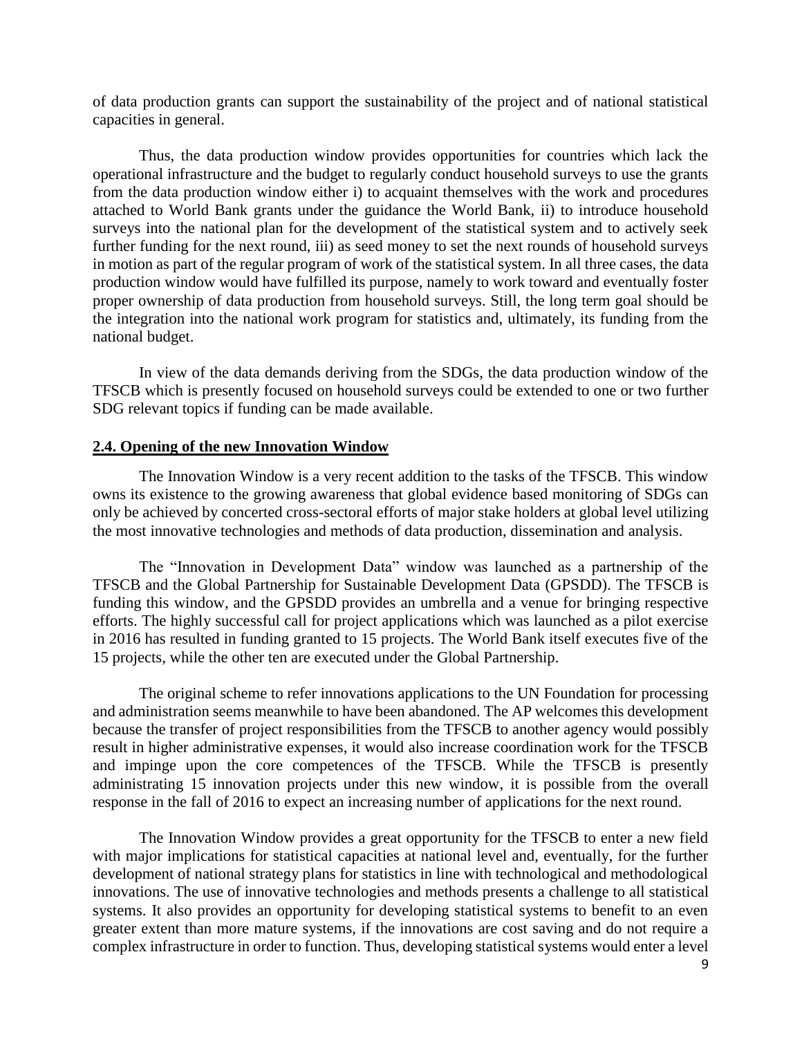of data production grants can support the sustainability of the project and of national statistical capacities in general.

Thus, the data production window provides opportunities for countries which lack the operational infrastructure and the budget to regularly conduct household surveys to use the grants from the data production window either i) to acquaint themselves with the work and procedures attached to World Bank grants under the guidance the World Bank, ii) to introduce household surveys into the national plan for the development of the statistical system and to actively seek further funding for the next round, iii) as seed money to set the next rounds of household surveys in motion as part of the regular program of work of the statistical system. In all three cases, the data production window would have fulfilled its purpose, namely to work toward and eventually foster proper ownership of data production from household surveys. Still, the long term goal should be the integration into the national work program for statistics and, ultimately, its funding from the national budget.

In view of the data demands deriving from the SDGs, the data production window of the TFSCB which is presently focused on household surveys could be extended to one or two further SDG relevant topics if funding can be made available.

## 2.4. Opening of the new Innovation Window

The Innovation Window is a very recent addition to the tasks of the TFSCB. This window owns its existence to the growing awareness that global evidence based monitoring of SDGs can only be achieved by concerted cross-sectoral efforts of major stake holders at global level utilizing the most innovative technologies and methods of data production, dissemination and analysis.

The "Innovation in Development Data" window was launched as a partnership of the TFSCB and the Global Partnership for Sustainable Development Data (GPSDD). The TFSCB is funding this window, and the GPSDD provides an umbrella and a venue for bringing respective efforts. The highly successful call for project applications which was launched as a pilot exercise in 2016 has resulted in funding granted to 15 projects. The World Bank itself executes five of the 15 projects, while the other ten are executed under the Global Partnership.

The original scheme to refer innovations applications to the UN Foundation for processing and administration seems meanwhile to have been abandoned. The AP welcomes this development because the transfer of project responsibilities from the TFSCB to another agency would possibly result in higher administrative expenses, it would also increase coordination work for the TFSCB and impinge upon the core competences of the TFSCB. While the TFSCB is presently administrating 15 innovation projects under this new window, it is possible from the overall response in the fall of 2016 to expect an increasing number of applications for the next round.

The Innovation Window provides a great opportunity for the TFSCB to enter a new field with major implications for statistical capacities at national level and, eventually, for the further development of national strategy plans for statistics in line with technological and methodological innovations. The use of innovative technologies and methods presents a challenge to all statistical systems. It also provides an opportunity for developing statistical systems to benefit to an even greater extent than more mature systems, if the innovations are cost saving and do not require a complex infrastructure in order to function. Thus, developing statistical systems would enter a level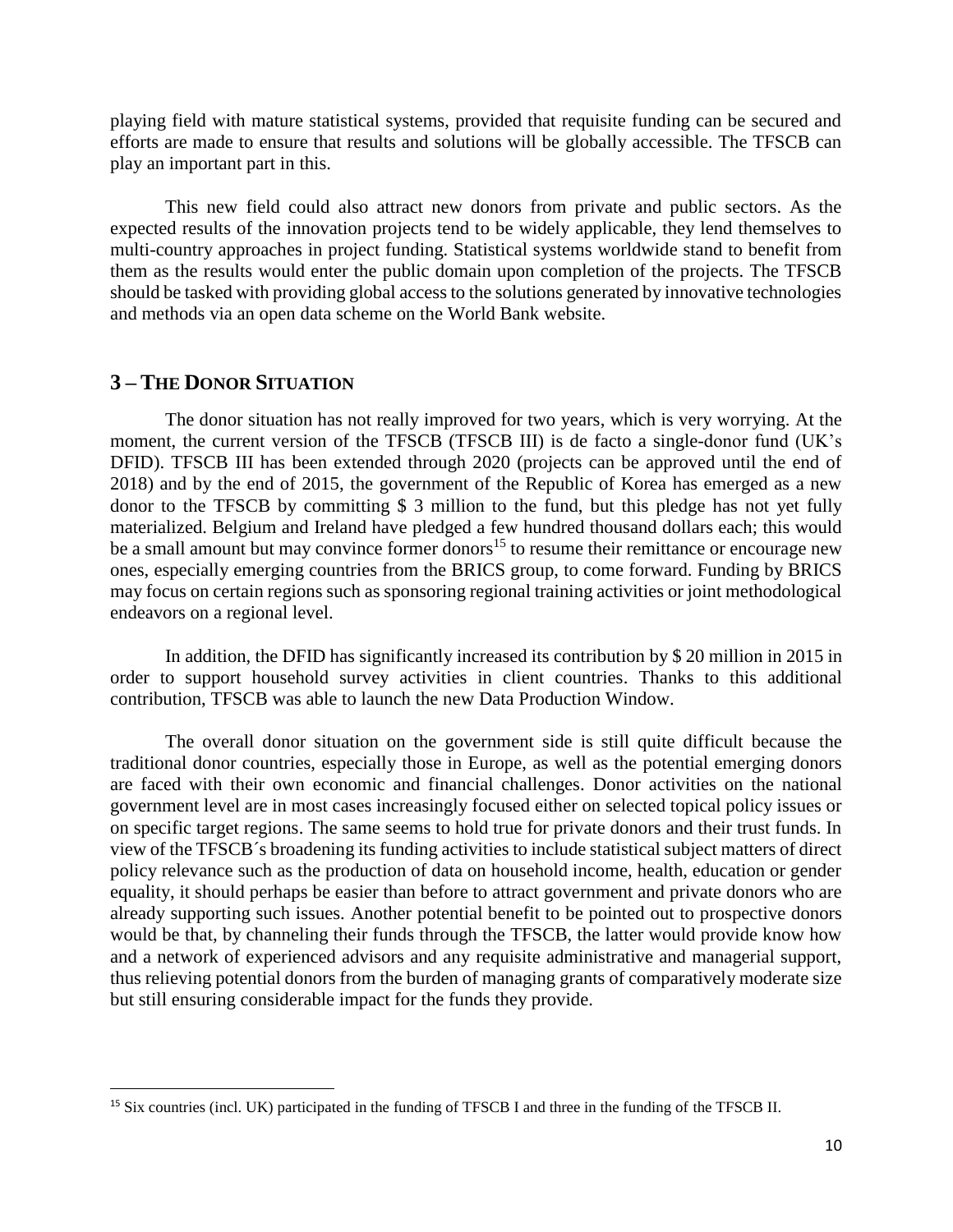playing field with mature statistical systems, provided that requisite funding can be secured and efforts are made to ensure that results and solutions will be globally accessible. The TFSCB can play an important part in this.

This new field could also attract new donors from private and public sectors. As the expected results of the innovation projects tend to be widely applicable, they lend themselves to multi-country approaches in project funding. Statistical systems worldwide stand to benefit from them as the results would enter the public domain upon completion of the projects. The TFSCB should be tasked with providing global access to the solutions generated by innovative technologies and methods via an open data scheme on the World Bank website.

## 3 – THE DONOR SITUATION

The donor situation has not really improved for two years, which is very worrying. At the moment, the current version of the TFSCB (TFSCB III) is de facto a single-donor fund (UK's DFID). TFSCB III has been extended through 2020 (projects can be approved until the end of 2018) and by the end of 2015, the government of the Republic of Korea has emerged as a new donor to the TFSCB by committing $ 3 million to the fund, but this pledge has not yet fully materialized. Belgium and Ireland have pledged a few hundred thousand dollars each; this would be a small amount but may convince former donors[15] to resume their remittance or encourage new ones, especially emerging countries from the BRICS group, to come forward. Funding by BRICS may focus on certain regions such as sponsoring regional training activities or joint methodological endeavors on a regional level.

In addition, the DFID has significantly increased its contribution by $ 20 million in 2015 in order to support household survey activities in client countries. Thanks to this additional contribution, TFSCB was able to launch the new Data Production Window.

The overall donor situation on the government side is still quite difficult because the traditional donor countries, especially those in Europe, as well as the potential emerging donors are faced with their own economic and financial challenges. Donor activities on the national government level are in most cases increasingly focused either on selected topical policy issues or on specific target regions. The same seems to hold true for private donors and their trust funds. In view of the TFSCB´s broadening its funding activities to include statistical subject matters of direct policy relevance such as the production of data on household income, health, education or gender equality, it should perhaps be easier than before to attract government and private donors who are already supporting such issues. Another potential benefit to be pointed out to prospective donors would be that, by channeling their funds through the TFSCB, the latter would provide know how and a network of experienced advisors and any requisite administrative and managerial support, thus relieving potential donors from the burden of managing grants of comparatively moderate size but still ensuring considerable impact for the funds they provide.

---

[15] Six countries (incl. UK) participated in the funding of TFSCB I and three in the funding of the TFSCB II.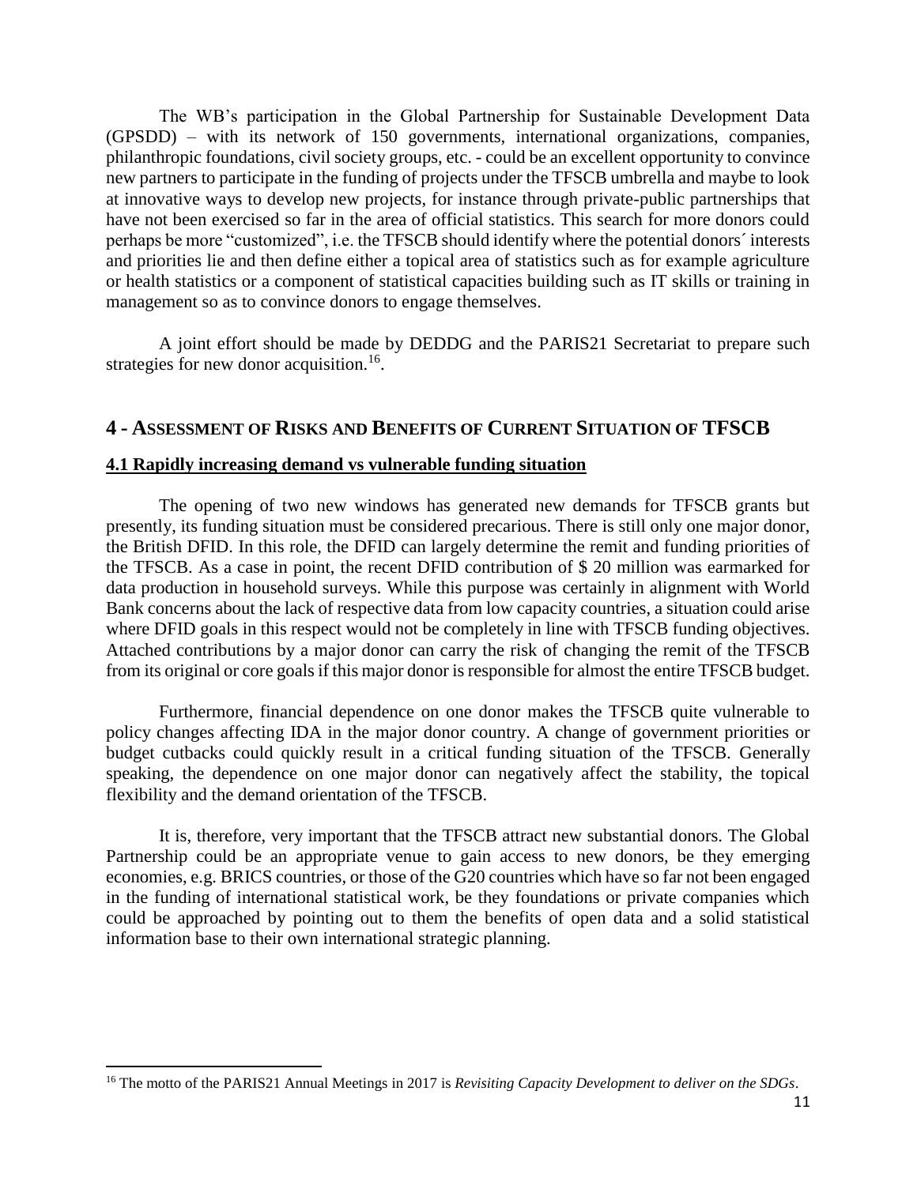The WB's participation in the Global Partnership for Sustainable Development Data (GPSDD) – with its network of 150 governments, international organizations, companies, philanthropic foundations, civil society groups, etc. - could be an excellent opportunity to convince new partners to participate in the funding of projects under the TFSCB umbrella and maybe to look at innovative ways to develop new projects, for instance through private-public partnerships that have not been exercised so far in the area of official statistics. This search for more donors could perhaps be more "customized", i.e. the TFSCB should identify where the potential donors´ interests and priorities lie and then define either a topical area of statistics such as for example agriculture or health statistics or a component of statistical capacities building such as IT skills or training in management so as to convince donors to engage themselves.

A joint effort should be made by DEDDG and the PARIS21 Secretariat to prepare such strategies for new donor acquisition.[16].

## 4 - ASSESSMENT OF RISKS AND BENEFITS OF CURRENT SITUATION OF TFSCB

### 4.1 Rapidly increasing demand vs vulnerable funding situation

The opening of two new windows has generated new demands for TFSCB grants but presently, its funding situation must be considered precarious. There is still only one major donor, the British DFID. In this role, the DFID can largely determine the remit and funding priorities of the TFSCB. As a case in point, the recent DFID contribution of $ 20 million was earmarked for data production in household surveys. While this purpose was certainly in alignment with World Bank concerns about the lack of respective data from low capacity countries, a situation could arise where DFID goals in this respect would not be completely in line with TFSCB funding objectives. Attached contributions by a major donor can carry the risk of changing the remit of the TFSCB from its original or core goals if this major donor is responsible for almost the entire TFSCB budget.

Furthermore, financial dependence on one donor makes the TFSCB quite vulnerable to policy changes affecting IDA in the major donor country. A change of government priorities or budget cutbacks could quickly result in a critical funding situation of the TFSCB. Generally speaking, the dependence on one major donor can negatively affect the stability, the topical flexibility and the demand orientation of the TFSCB.

It is, therefore, very important that the TFSCB attract new substantial donors. The Global Partnership could be an appropriate venue to gain access to new donors, be they emerging economies, e.g. BRICS countries, or those of the G20 countries which have so far not been engaged in the funding of international statistical work, be they foundations or private companies which could be approached by pointing out to them the benefits of open data and a solid statistical information base to their own international strategic planning.

[16] The motto of the PARIS21 Annual Meetings in 2017 is *Revisiting Capacity Development to deliver on the SDGs*.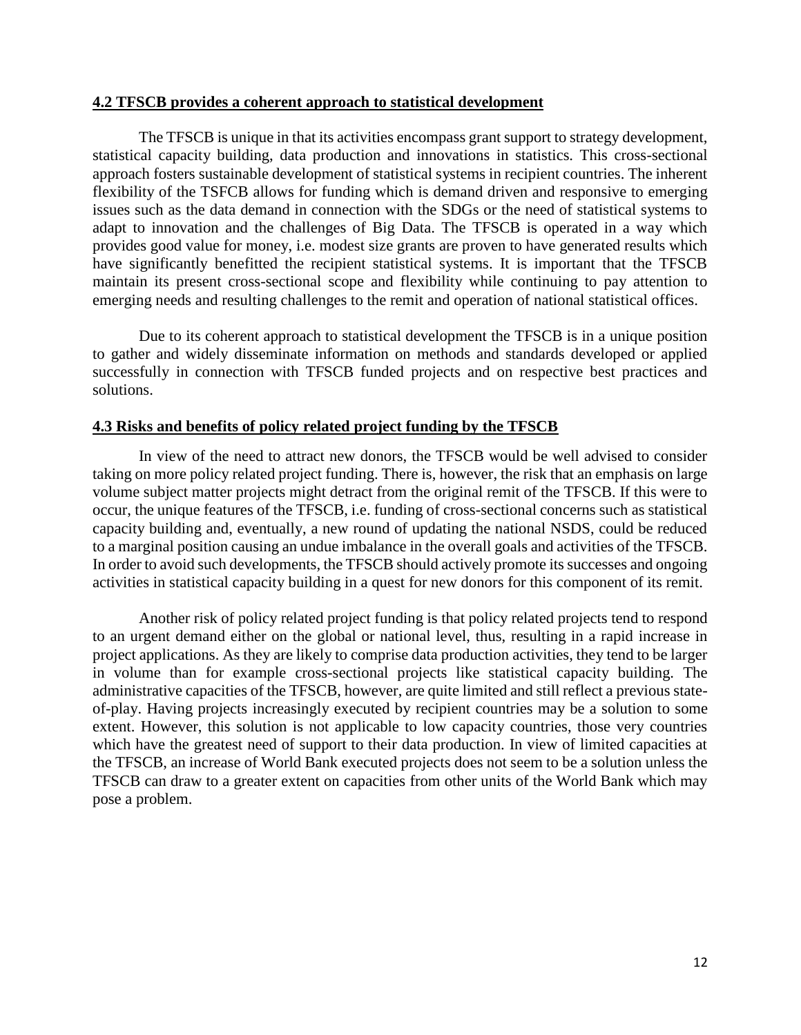**4.2 TFSCB provides a coherent approach to statistical development**

The TFSCB is unique in that its activities encompass grant support to strategy development, statistical capacity building, data production and innovations in statistics. This cross-sectional approach fosters sustainable development of statistical systems in recipient countries. The inherent flexibility of the TSFCB allows for funding which is demand driven and responsive to emerging issues such as the data demand in connection with the SDGs or the need of statistical systems to adapt to innovation and the challenges of Big Data. The TFSCB is operated in a way which provides good value for money, i.e. modest size grants are proven to have generated results which have significantly benefitted the recipient statistical systems. It is important that the TFSCB maintain its present cross-sectional scope and flexibility while continuing to pay attention to emerging needs and resulting challenges to the remit and operation of national statistical offices.

Due to its coherent approach to statistical development the TFSCB is in a unique position to gather and widely disseminate information on methods and standards developed or applied successfully in connection with TFSCB funded projects and on respective best practices and solutions.

**4.3 Risks and benefits of policy related project funding by the TFSCB**

In view of the need to attract new donors, the TFSCB would be well advised to consider taking on more policy related project funding. There is, however, the risk that an emphasis on large volume subject matter projects might detract from the original remit of the TFSCB. If this were to occur, the unique features of the TFSCB, i.e. funding of cross-sectional concerns such as statistical capacity building and, eventually, a new round of updating the national NSDS, could be reduced to a marginal position causing an undue imbalance in the overall goals and activities of the TFSCB. In order to avoid such developments, the TFSCB should actively promote its successes and ongoing activities in statistical capacity building in a quest for new donors for this component of its remit.

Another risk of policy related project funding is that policy related projects tend to respond to an urgent demand either on the global or national level, thus, resulting in a rapid increase in project applications. As they are likely to comprise data production activities, they tend to be larger in volume than for example cross-sectional projects like statistical capacity building. The administrative capacities of the TFSCB, however, are quite limited and still reflect a previous state-of-play. Having projects increasingly executed by recipient countries may be a solution to some extent. However, this solution is not applicable to low capacity countries, those very countries which have the greatest need of support to their data production. In view of limited capacities at the TFSCB, an increase of World Bank executed projects does not seem to be a solution unless the TFSCB can draw to a greater extent on capacities from other units of the World Bank which may pose a problem.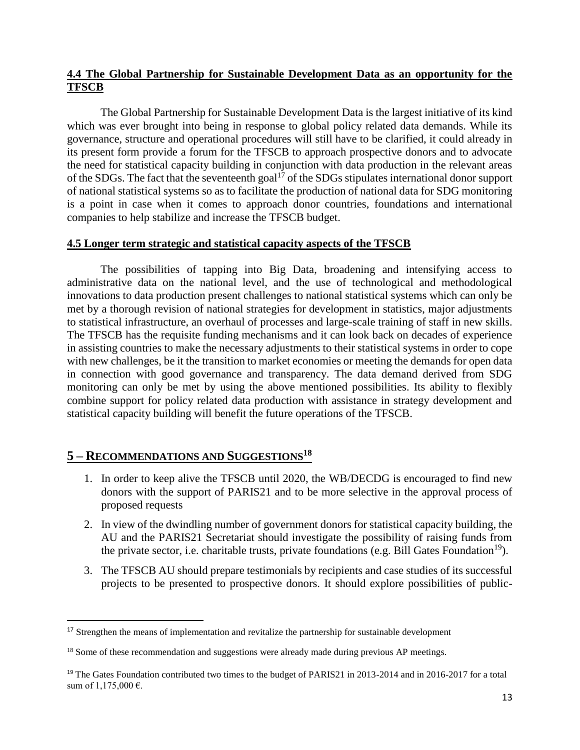## 4.4 The Global Partnership for Sustainable Development Data as an opportunity for the TFSCB

The Global Partnership for Sustainable Development Data is the largest initiative of its kind which was ever brought into being in response to global policy related data demands. While its governance, structure and operational procedures will still have to be clarified, it could already in its present form provide a forum for the TFSCB to approach prospective donors and to advocate the need for statistical capacity building in conjunction with data production in the relevant areas of the SDGs. The fact that the seventeenth goal[17] of the SDGs stipulates international donor support of national statistical systems so as to facilitate the production of national data for SDG monitoring is a point in case when it comes to approach donor countries, foundations and international companies to help stabilize and increase the TFSCB budget.

## 4.5 Longer term strategic and statistical capacity aspects of the TFSCB

The possibilities of tapping into Big Data, broadening and intensifying access to administrative data on the national level, and the use of technological and methodological innovations to data production present challenges to national statistical systems which can only be met by a thorough revision of national strategies for development in statistics, major adjustments to statistical infrastructure, an overhaul of processes and large-scale training of staff in new skills. The TFSCB has the requisite funding mechanisms and it can look back on decades of experience in assisting countries to make the necessary adjustments to their statistical systems in order to cope with new challenges, be it the transition to market economies or meeting the demands for open data in connection with good governance and transparency. The data demand derived from SDG monitoring can only be met by using the above mentioned possibilities. Its ability to flexibly combine support for policy related data production with assistance in strategy development and statistical capacity building will benefit the future operations of the TFSCB.

# 5 – Recommendations and Suggestions[18]

1. In order to keep alive the TFSCB until 2020, the WB/DECDG is encouraged to find new donors with the support of PARIS21 and to be more selective in the approval process of proposed requests
2. In view of the dwindling number of government donors for statistical capacity building, the AU and the PARIS21 Secretariat should investigate the possibility of raising funds from the private sector, i.e. charitable trusts, private foundations (e.g. Bill Gates Foundation[19]).
3. The TFSCB AU should prepare testimonials by recipients and case studies of its successful projects to be presented to prospective donors. It should explore possibilities of public-

---

[17] Strengthen the means of implementation and revitalize the partnership for sustainable development

[18] Some of these recommendation and suggestions were already made during previous AP meetings.

[19] The Gates Foundation contributed two times to the budget of PARIS21 in 2013-2014 and in 2016-2017 for a total sum of 1,175,000 €.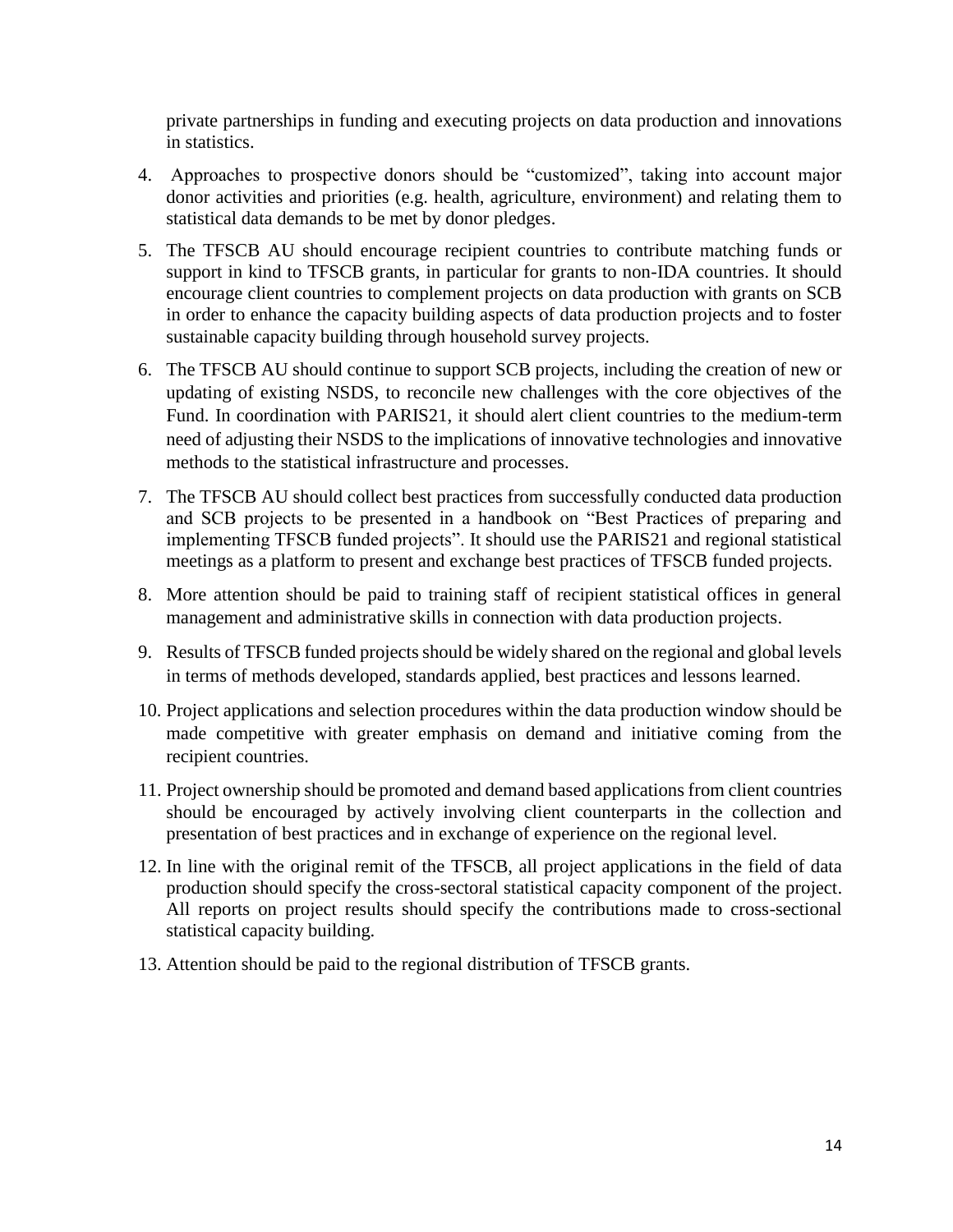private partnerships in funding and executing projects on data production and innovations in statistics.

4. Approaches to prospective donors should be "customized", taking into account major donor activities and priorities (e.g. health, agriculture, environment) and relating them to statistical data demands to be met by donor pledges.

5. The TFSCB AU should encourage recipient countries to contribute matching funds or support in kind to TFSCB grants, in particular for grants to non-IDA countries. It should encourage client countries to complement projects on data production with grants on SCB in order to enhance the capacity building aspects of data production projects and to foster sustainable capacity building through household survey projects.

6. The TFSCB AU should continue to support SCB projects, including the creation of new or updating of existing NSDS, to reconcile new challenges with the core objectives of the Fund. In coordination with PARIS21, it should alert client countries to the medium-term need of adjusting their NSDS to the implications of innovative technologies and innovative methods to the statistical infrastructure and processes.

7. The TFSCB AU should collect best practices from successfully conducted data production and SCB projects to be presented in a handbook on "Best Practices of preparing and implementing TFSCB funded projects". It should use the PARIS21 and regional statistical meetings as a platform to present and exchange best practices of TFSCB funded projects.

8. More attention should be paid to training staff of recipient statistical offices in general management and administrative skills in connection with data production projects.

9. Results of TFSCB funded projects should be widely shared on the regional and global levels in terms of methods developed, standards applied, best practices and lessons learned.

10. Project applications and selection procedures within the data production window should be made competitive with greater emphasis on demand and initiative coming from the recipient countries.

11. Project ownership should be promoted and demand based applications from client countries should be encouraged by actively involving client counterparts in the collection and presentation of best practices and in exchange of experience on the regional level.

12. In line with the original remit of the TFSCB, all project applications in the field of data production should specify the cross-sectoral statistical capacity component of the project. All reports on project results should specify the contributions made to cross-sectional statistical capacity building.

13. Attention should be paid to the regional distribution of TFSCB grants.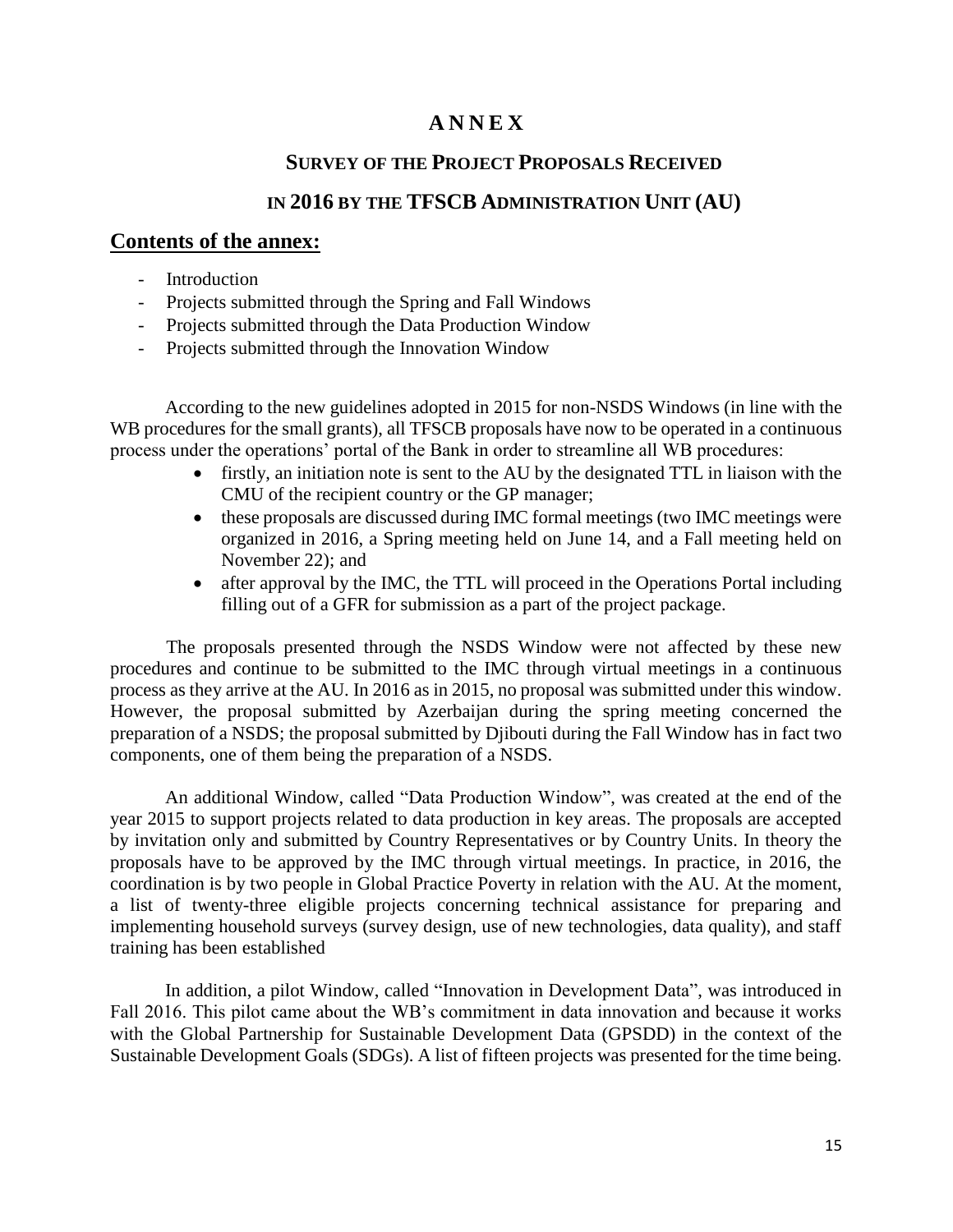# ANNEX

## SURVEY OF THE PROJECT PROPOSALS RECEIVED IN 2016 BY THE TFSCB ADMINISTRATION UNIT (AU)

## Contents of the annex:

- Introduction
- Projects submitted through the Spring and Fall Windows
- Projects submitted through the Data Production Window
- Projects submitted through the Innovation Window

According to the new guidelines adopted in 2015 for non-NSDS Windows (in line with the WB procedures for the small grants), all TFSCB proposals have now to be operated in a continuous process under the operations' portal of the Bank in order to streamline all WB procedures:

- firstly, an initiation note is sent to the AU by the designated TTL in liaison with the CMU of the recipient country or the GP manager;
- these proposals are discussed during IMC formal meetings (two IMC meetings were organized in 2016, a Spring meeting held on June 14, and a Fall meeting held on November 22); and
- after approval by the IMC, the TTL will proceed in the Operations Portal including filling out of a GFR for submission as a part of the project package.

The proposals presented through the NSDS Window were not affected by these new procedures and continue to be submitted to the IMC through virtual meetings in a continuous process as they arrive at the AU. In 2016 as in 2015, no proposal was submitted under this window. However, the proposal submitted by Azerbaijan during the spring meeting concerned the preparation of a NSDS; the proposal submitted by Djibouti during the Fall Window has in fact two components, one of them being the preparation of a NSDS.

An additional Window, called "Data Production Window", was created at the end of the year 2015 to support projects related to data production in key areas. The proposals are accepted by invitation only and submitted by Country Representatives or by Country Units. In theory the proposals have to be approved by the IMC through virtual meetings. In practice, in 2016, the coordination is by two people in Global Practice Poverty in relation with the AU. At the moment, a list of twenty-three eligible projects concerning technical assistance for preparing and implementing household surveys (survey design, use of new technologies, data quality), and staff training has been established

In addition, a pilot Window, called "Innovation in Development Data", was introduced in Fall 2016. This pilot came about the WB's commitment in data innovation and because it works with the Global Partnership for Sustainable Development Data (GPSDD) in the context of the Sustainable Development Goals (SDGs). A list of fifteen projects was presented for the time being.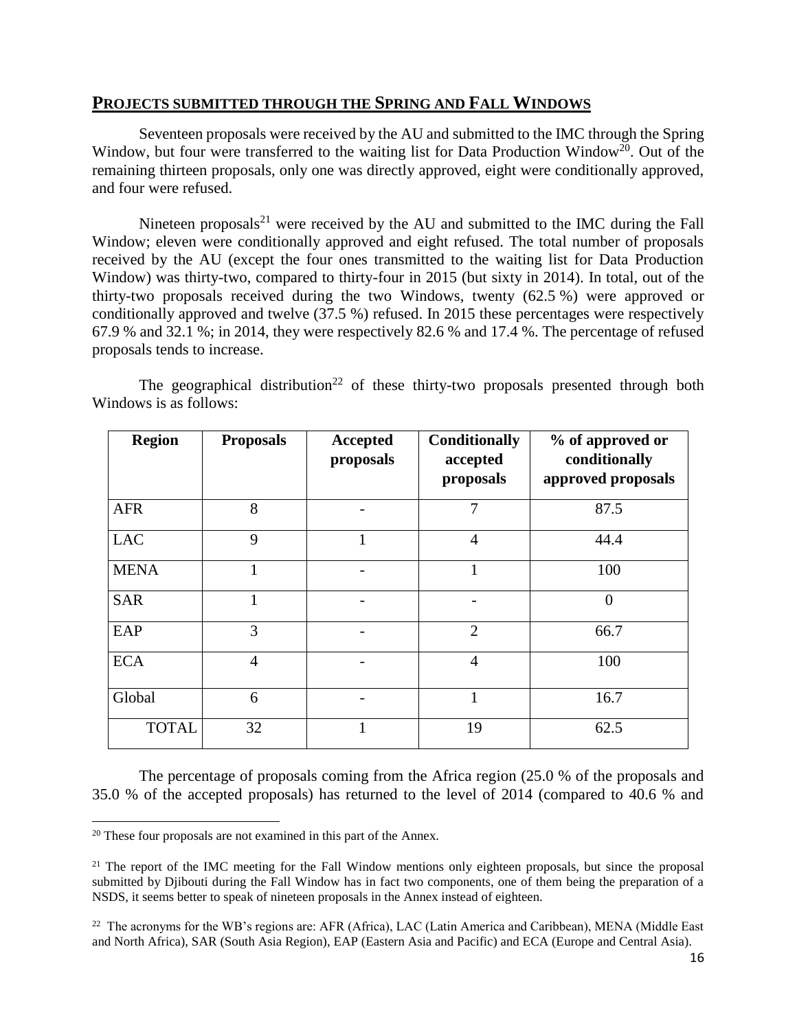## PROJECTS SUBMITTED THROUGH THE SPRING AND FALL WINDOWS

Seventeen proposals were received by the AU and submitted to the IMC through the Spring Window, but four were transferred to the waiting list for Data Production Window[20]. Out of the remaining thirteen proposals, only one was directly approved, eight were conditionally approved, and four were refused.

Nineteen proposals[21] were received by the AU and submitted to the IMC during the Fall Window; eleven were conditionally approved and eight refused. The total number of proposals received by the AU (except the four ones transmitted to the waiting list for Data Production Window) was thirty-two, compared to thirty-four in 2015 (but sixty in 2014). In total, out of the thirty-two proposals received during the two Windows, twenty (62.5 %) were approved or conditionally approved and twelve (37.5 %) refused. In 2015 these percentages were respectively 67.9 % and 32.1 %; in 2014, they were respectively 82.6 % and 17.4 %. The percentage of refused proposals tends to increase.

The geographical distribution[22] of these thirty-two proposals presented through both Windows is as follows:

| Region | Proposals | Accepted proposals | Conditionally accepted proposals | % of approved or conditionally approved proposals |
|---|---|---|---|---|
| AFR | 8 | - | 7 | 87.5 |
| LAC | 9 | 1 | 4 | 44.4 |
| MENA | 1 | - | 1 | 100 |
| SAR | 1 | - | - | 0 |
| EAP | 3 | - | 2 | 66.7 |
| ECA | 4 | - | 4 | 100 |
| Global | 6 | - | 1 | 16.7 |
| TOTAL | 32 | 1 | 19 | 62.5 |

The percentage of proposals coming from the Africa region (25.0 % of the proposals and 35.0 % of the accepted proposals) has returned to the level of 2014 (compared to 40.6 % and

[20] These four proposals are not examined in this part of the Annex.

[21] The report of the IMC meeting for the Fall Window mentions only eighteen proposals, but since the proposal submitted by Djibouti during the Fall Window has in fact two components, one of them being the preparation of a NSDS, it seems better to speak of nineteen proposals in the Annex instead of eighteen.

[22] The acronyms for the WB's regions are: AFR (Africa), LAC (Latin America and Caribbean), MENA (Middle East and North Africa), SAR (South Asia Region), EAP (Eastern Asia and Pacific) and ECA (Europe and Central Asia).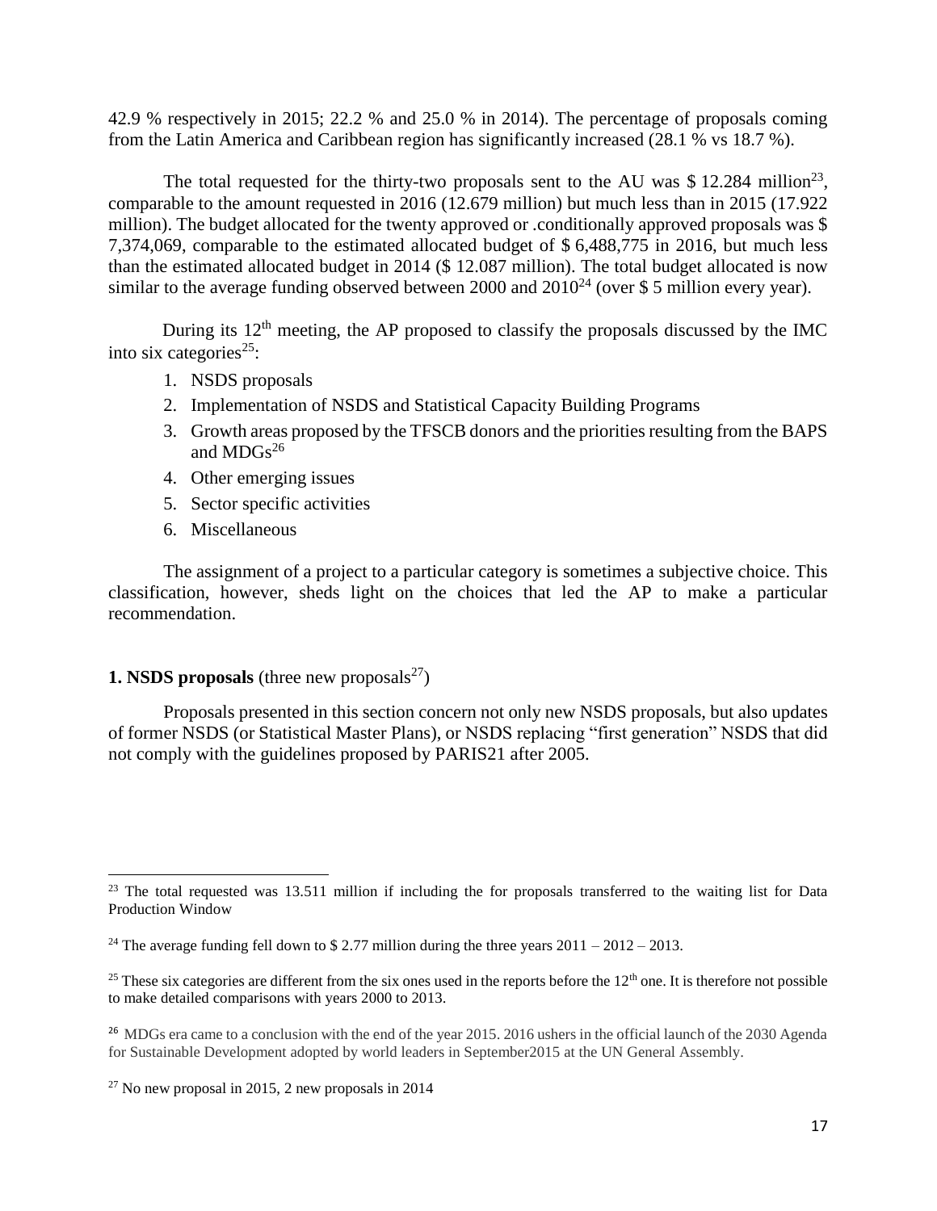42.9 % respectively in 2015; 22.2 % and 25.0 % in 2014). The percentage of proposals coming from the Latin America and Caribbean region has significantly increased (28.1 % vs 18.7 %).

The total requested for the thirty-two proposals sent to the AU was $ 12.284 million[23], comparable to the amount requested in 2016 (12.679 million) but much less than in 2015 (17.922 million). The budget allocated for the twenty approved or .conditionally approved proposals was $ 7,374,069, comparable to the estimated allocated budget of $ 6,488,775 in 2016, but much less than the estimated allocated budget in 2014 ($ 12.087 million). The total budget allocated is now similar to the average funding observed between 2000 and 2010[24] (over $ 5 million every year).

During its 12th meeting, the AP proposed to classify the proposals discussed by the IMC into six categories[25]:

1. NSDS proposals
2. Implementation of NSDS and Statistical Capacity Building Programs
3. Growth areas proposed by the TFSCB donors and the priorities resulting from the BAPS and MDGs[26]
4. Other emerging issues
5. Sector specific activities
6. Miscellaneous

The assignment of a project to a particular category is sometimes a subjective choice. This classification, however, sheds light on the choices that led the AP to make a particular recommendation.

**1. NSDS proposals** (three new proposals[27])

Proposals presented in this section concern not only new NSDS proposals, but also updates of former NSDS (or Statistical Master Plans), or NSDS replacing "first generation" NSDS that did not comply with the guidelines proposed by PARIS21 after 2005.

---

[23] The total requested was 13.511 million if including the for proposals transferred to the waiting list for Data Production Window

[24] The average funding fell down to $ 2.77 million during the three years 2011 – 2012 – 2013.

[25] These six categories are different from the six ones used in the reports before the 12th one. It is therefore not possible to make detailed comparisons with years 2000 to 2013.

[26] MDGs era came to a conclusion with the end of the year 2015. 2016 ushers in the official launch of the 2030 Agenda for Sustainable Development adopted by world leaders in September2015 at the UN General Assembly.

[27] No new proposal in 2015, 2 new proposals in 2014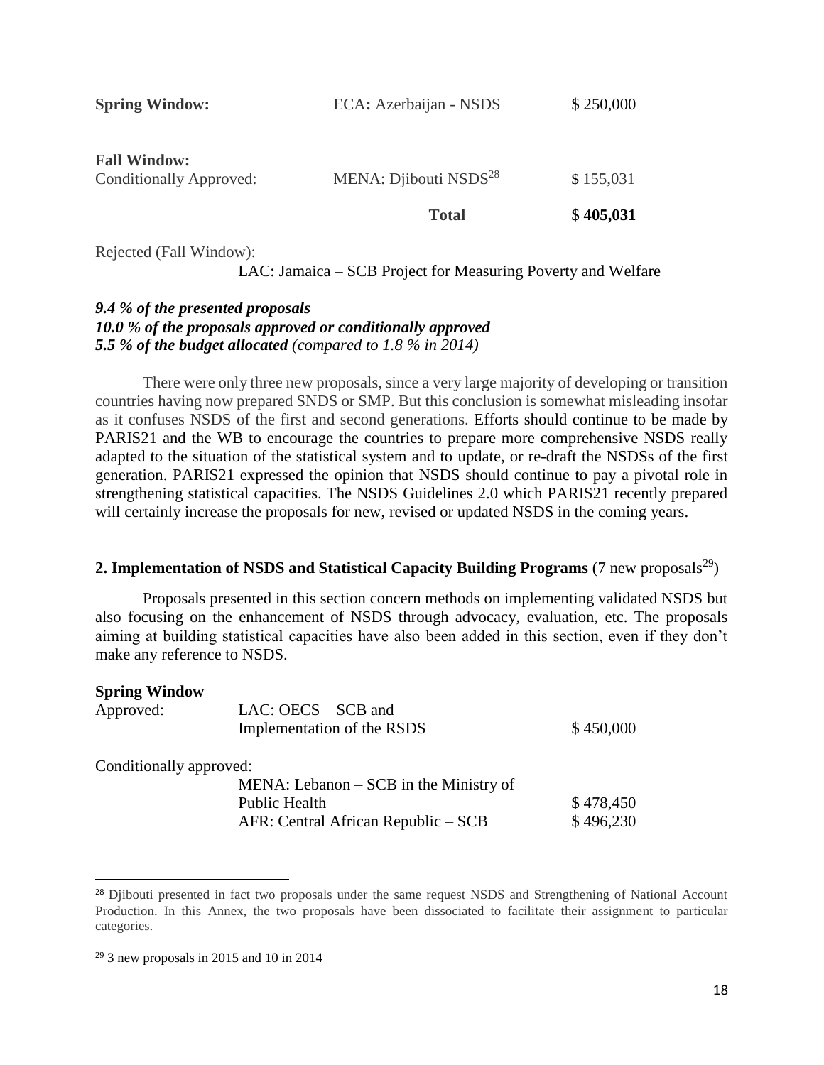| | | |
|---|---|---|
| **Spring Window:** | ECA**:** Azerbaijan - NSDS | $ 250,000 |
| **Fall Window:** | | |
| Conditionally Approved: | MENA: Djibouti NSDS[28] | $ 155,031 |
| | **Total** | $ **405,031** |

Rejected (Fall Window):

LAC: Jamaica – SCB Project for Measuring Poverty and Welfare

***9.4 % of the presented proposals***
***10.0 % of the proposals approved or conditionally approved***
***5.5 % of the budget allocated*** *(compared to 1.8 % in 2014)*

There were only three new proposals, since a very large majority of developing or transition countries having now prepared SNDS or SMP. But this conclusion is somewhat misleading insofar as it confuses NSDS of the first and second generations. Efforts should continue to be made by PARIS21 and the WB to encourage the countries to prepare more comprehensive NSDS really adapted to the situation of the statistical system and to update, or re-draft the NSDSs of the first generation. PARIS21 expressed the opinion that NSDS should continue to pay a pivotal role in strengthening statistical capacities. The NSDS Guidelines 2.0 which PARIS21 recently prepared will certainly increase the proposals for new, revised or updated NSDS in the coming years.

## 2. Implementation of NSDS and Statistical Capacity Building Programs (7 new proposals[29])

Proposals presented in this section concern methods on implementing validated NSDS but also focusing on the enhancement of NSDS through advocacy, evaluation, etc. The proposals aiming at building statistical capacities have also been added in this section, even if they don't make any reference to NSDS.

**Spring Window**

| | | |
|---|---|---|
| Approved: | LAC: OECS – SCB and Implementation of the RSDS | $ 450,000 |
| Conditionally approved: | | |
| | MENA: Lebanon – SCB in the Ministry of Public Health | $ 478,450 |
| | AFR: Central African Republic – SCB | $ 496,230 |

[28] Djibouti presented in fact two proposals under the same request NSDS and Strengthening of National Account Production. In this Annex, the two proposals have been dissociated to facilitate their assignment to particular categories.

[29] 3 new proposals in 2015 and 10 in 2014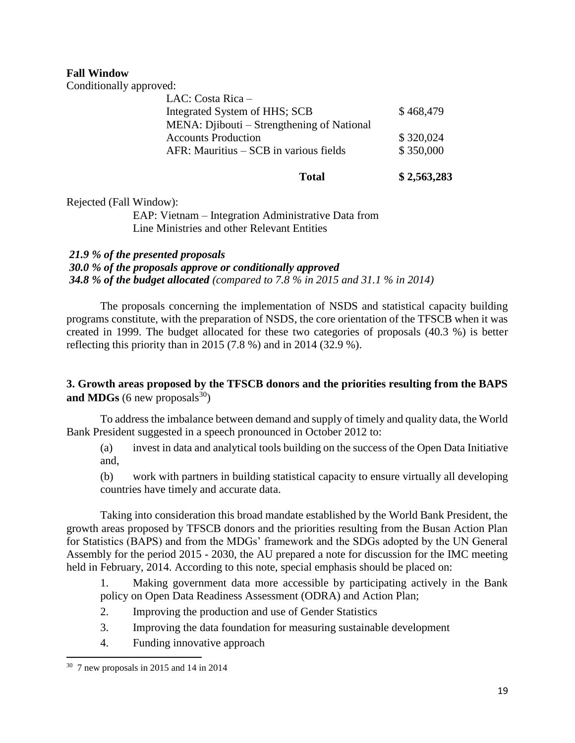**Fall Window**

Conditionally approved:

| | |
|---|---|
| LAC: Costa Rica – Integrated System of HHS; SCB | $ 468,479 |
| MENA: Djibouti – Strengthening of National Accounts Production | $ 320,024 |
| AFR: Mauritius – SCB in various fields | $ 350,000 |
| **Total** | **$ 2,563,283** |

Rejected (Fall Window):

EAP: Vietnam – Integration Administrative Data from Line Ministries and other Relevant Entities

***21.9 % of the presented proposals***
***30.0 % of the proposals approve or conditionally approved***
***34.8 % of the budget allocated*** *(compared to 7.8 % in 2015 and 31.1 % in 2014)*

The proposals concerning the implementation of NSDS and statistical capacity building programs constitute, with the preparation of NSDS, the core orientation of the TFSCB when it was created in 1999. The budget allocated for these two categories of proposals (40.3 %) is better reflecting this priority than in 2015 (7.8 %) and in 2014 (32.9 %).

### 3. Growth areas proposed by the TFSCB donors and the priorities resulting from the BAPS and MDGs (6 new proposals[30])

To address the imbalance between demand and supply of timely and quality data, the World Bank President suggested in a speech pronounced in October 2012 to:

(a) invest in data and analytical tools building on the success of the Open Data Initiative and,

(b) work with partners in building statistical capacity to ensure virtually all developing countries have timely and accurate data.

Taking into consideration this broad mandate established by the World Bank President, the growth areas proposed by TFSCB donors and the priorities resulting from the Busan Action Plan for Statistics (BAPS) and from the MDGs' framework and the SDGs adopted by the UN General Assembly for the period 2015 - 2030, the AU prepared a note for discussion for the IMC meeting held in February, 2014. According to this note, special emphasis should be placed on:

1. Making government data more accessible by participating actively in the Bank policy on Open Data Readiness Assessment (ODRA) and Action Plan;
2. Improving the production and use of Gender Statistics
3. Improving the data foundation for measuring sustainable development
4. Funding innovative approach

[30] 7 new proposals in 2015 and 14 in 2014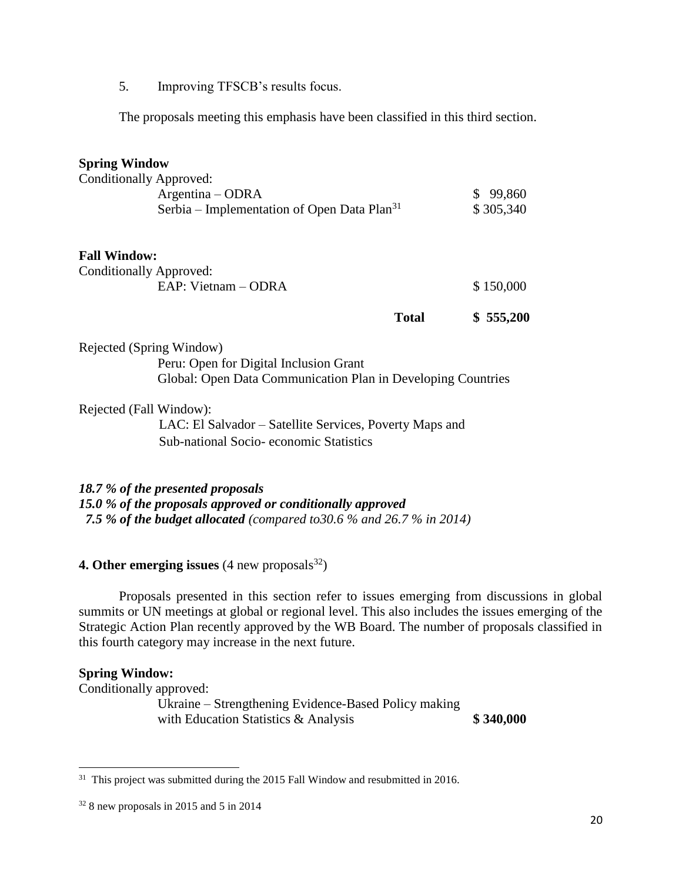5. Improving TFSCB's results focus.

The proposals meeting this emphasis have been classified in this third section.

**Spring Window**

Conditionally Approved:

| | |
|---|---|
| Argentina – ODRA | $ 99,860 |
| Serbia – Implementation of Open Data Plan[31] | $ 305,340 |

**Fall Window:**

Conditionally Approved:

| | |
|---|---|
| EAP: Vietnam – ODRA | $ 150,000 |
| **Total** | **$ 555,200** |

Rejected (Spring Window)

Peru: Open for Digital Inclusion Grant
Global: Open Data Communication Plan in Developing Countries

Rejected (Fall Window):

LAC: El Salvador – Satellite Services, Poverty Maps and Sub-national Socio- economic Statistics

***18.7 % of the presented proposals***
***15.0 % of the proposals approved or conditionally approved***
***7.5 % of the budget allocated*** *(compared to30.6 % and 26.7 % in 2014)*

**4. Other emerging issues** (4 new proposals[32])

Proposals presented in this section refer to issues emerging from discussions in global summits or UN meetings at global or regional level. This also includes the issues emerging of the Strategic Action Plan recently approved by the WB Board. The number of proposals classified in this fourth category may increase in the next future.

**Spring Window:**

Conditionally approved:

| | |
|---|---|
| Ukraine – Strengthening Evidence-Based Policy making with Education Statistics & Analysis | **$ 340,000** |

---

[31] This project was submitted during the 2015 Fall Window and resubmitted in 2016.

[32] 8 new proposals in 2015 and 5 in 2014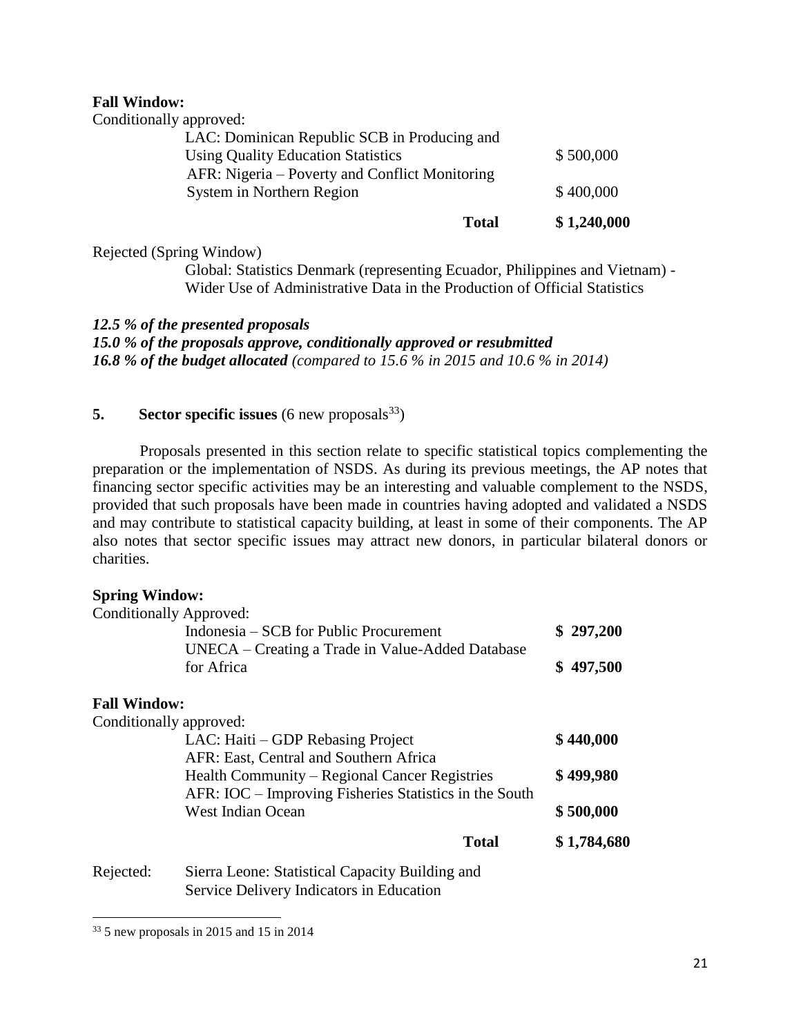**Fall Window:**

Conditionally approved:

| | | |
|---|---|---|
| | LAC: Dominican Republic SCB in Producing and Using Quality Education Statistics | \$ 500,000 |
| | AFR: Nigeria – Poverty and Conflict Monitoring System in Northern Region | \$ 400,000 |
| | **Total** | **\$ 1,240,000** |

Rejected (Spring Window)

Global: Statistics Denmark (representing Ecuador, Philippines and Vietnam) - Wider Use of Administrative Data in the Production of Official Statistics

***12.5 % of the presented proposals***
***15.0 % of the proposals approve, conditionally approved or resubmitted***
***16.8 % of the budget allocated*** *(compared to 15.6 % in 2015 and 10.6 % in 2014)*

## 5. **Sector specific issues** (6 new proposals[33])

Proposals presented in this section relate to specific statistical topics complementing the preparation or the implementation of NSDS. As during its previous meetings, the AP notes that financing sector specific activities may be an interesting and valuable complement to the NSDS, provided that such proposals have been made in countries having adopted and validated a NSDS and may contribute to statistical capacity building, at least in some of their components. The AP also notes that sector specific issues may attract new donors, in particular bilateral donors or charities.

**Spring Window:**

Conditionally Approved:

| | | |
|---|---|---|
| | Indonesia – SCB for Public Procurement | **\$ 297,200** |
| | UNECA – Creating a Trade in Value-Added Database for Africa | **\$ 497,500** |

**Fall Window:**

Conditionally approved:

| | | |
|---|---|---|
| | LAC: Haiti – GDP Rebasing Project | **\$ 440,000** |
| | AFR: East, Central and Southern Africa Health Community – Regional Cancer Registries | **\$ 499,980** |
| | AFR: IOC – Improving Fisheries Statistics in the South West Indian Ocean | **\$ 500,000** |
| | **Total** | **\$ 1,784,680** |

Rejected: Sierra Leone: Statistical Capacity Building and Service Delivery Indicators in Education

[33] 5 new proposals in 2015 and 15 in 2014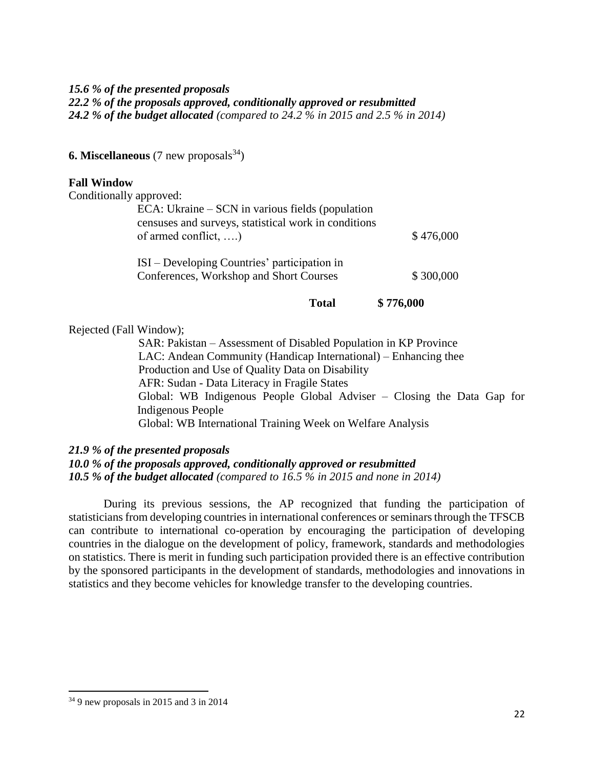***15.6 % of the presented proposals***
***22.2 % of the proposals approved, conditionally approved or resubmitted***
***24.2 % of the budget allocated*** *(compared to 24.2 % in 2015 and 2.5 % in 2014)*

**6. Miscellaneous** (7 new proposals[34])

**Fall Window**

Conditionally approved:

| | |
|---|---|
| ECA: Ukraine – SCN in various fields (population censuses and surveys, statistical work in conditions of armed conflict, ….) | $ 476,000 |
| ISI – Developing Countries' participation in Conferences, Workshop and Short Courses | $ 300,000 |
| **Total** | **$ 776,000** |

Rejected (Fall Window);

SAR: Pakistan – Assessment of Disabled Population in KP Province
LAC: Andean Community (Handicap International) – Enhancing thee Production and Use of Quality Data on Disability
AFR: Sudan - Data Literacy in Fragile States
Global: WB Indigenous People Global Adviser – Closing the Data Gap for Indigenous People
Global: WB International Training Week on Welfare Analysis

***21.9 % of the presented proposals***
***10.0 % of the proposals approved, conditionally approved or resubmitted***
***10.5 % of the budget allocated*** *(compared to 16.5 % in 2015 and none in 2014)*

During its previous sessions, the AP recognized that funding the participation of statisticians from developing countries in international conferences or seminars through the TFSCB can contribute to international co-operation by encouraging the participation of developing countries in the dialogue on the development of policy, framework, standards and methodologies on statistics. There is merit in funding such participation provided there is an effective contribution by the sponsored participants in the development of standards, methodologies and innovations in statistics and they become vehicles for knowledge transfer to the developing countries.

[34] 9 new proposals in 2015 and 3 in 2014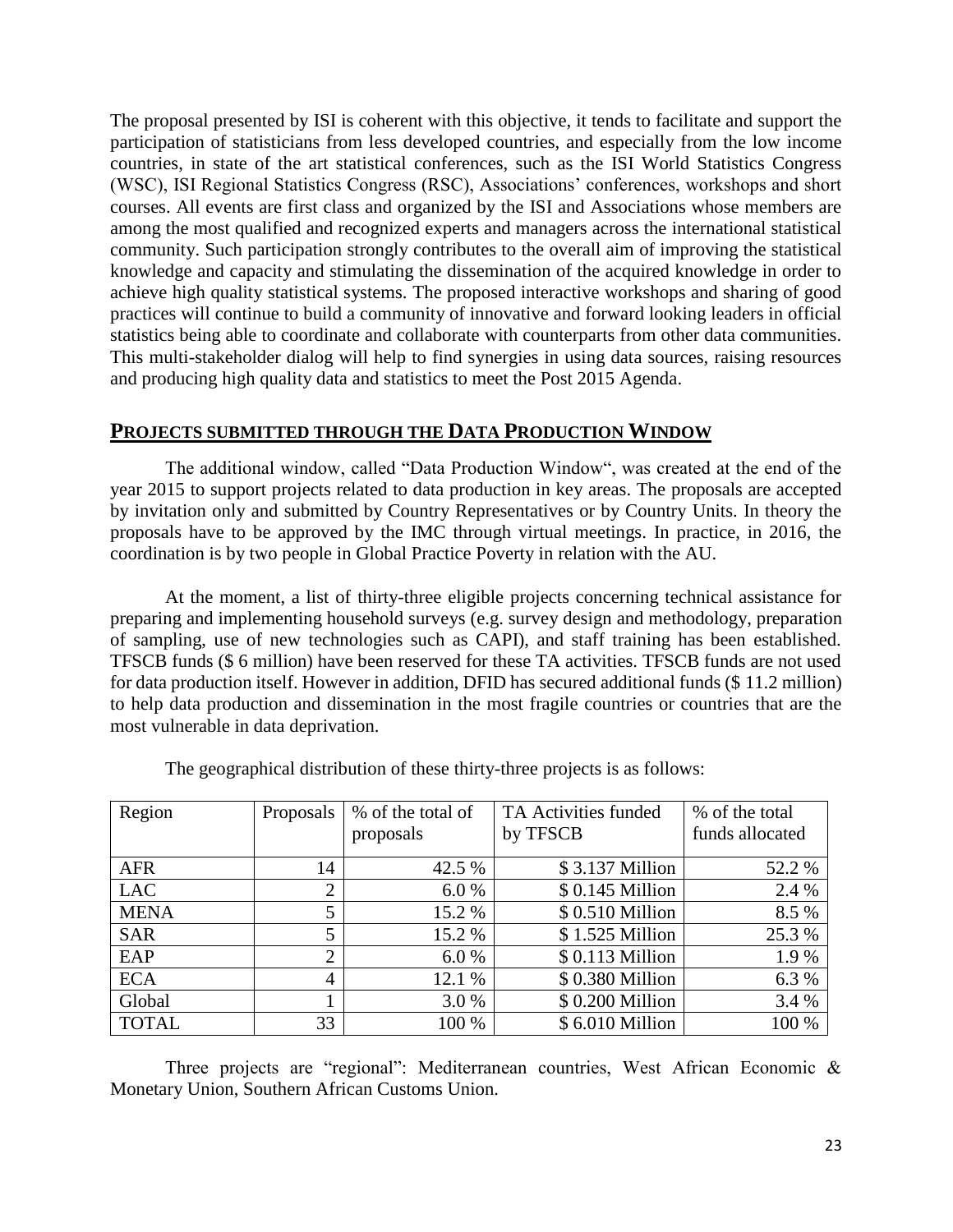The proposal presented by ISI is coherent with this objective, it tends to facilitate and support the participation of statisticians from less developed countries, and especially from the low income countries, in state of the art statistical conferences, such as the ISI World Statistics Congress (WSC), ISI Regional Statistics Congress (RSC), Associations' conferences, workshops and short courses. All events are first class and organized by the ISI and Associations whose members are among the most qualified and recognized experts and managers across the international statistical community. Such participation strongly contributes to the overall aim of improving the statistical knowledge and capacity and stimulating the dissemination of the acquired knowledge in order to achieve high quality statistical systems. The proposed interactive workshops and sharing of good practices will continue to build a community of innovative and forward looking leaders in official statistics being able to coordinate and collaborate with counterparts from other data communities. This multi-stakeholder dialog will help to find synergies in using data sources, raising resources and producing high quality data and statistics to meet the Post 2015 Agenda.

## PROJECTS SUBMITTED THROUGH THE DATA PRODUCTION WINDOW

The additional window, called "Data Production Window", was created at the end of the year 2015 to support projects related to data production in key areas. The proposals are accepted by invitation only and submitted by Country Representatives or by Country Units. In theory the proposals have to be approved by the IMC through virtual meetings. In practice, in 2016, the coordination is by two people in Global Practice Poverty in relation with the AU.

At the moment, a list of thirty-three eligible projects concerning technical assistance for preparing and implementing household surveys (e.g. survey design and methodology, preparation of sampling, use of new technologies such as CAPI), and staff training has been established. TFSCB funds ($ 6 million) have been reserved for these TA activities. TFSCB funds are not used for data production itself. However in addition, DFID has secured additional funds ($ 11.2 million) to help data production and dissemination in the most fragile countries or countries that are the most vulnerable in data deprivation.

The geographical distribution of these thirty-three projects is as follows:

| Region | Proposals | % of the total of proposals | TA Activities funded by TFSCB | % of the total funds allocated |
|---|---|---|---|---|
| AFR | 14 | 42.5 % | $ 3.137 Million | 52.2 % |
| LAC | 2 | 6.0 % | $ 0.145 Million | 2.4 % |
| MENA | 5 | 15.2 % | $ 0.510 Million | 8.5 % |
| SAR | 5 | 15.2 % | $ 1.525 Million | 25.3 % |
| EAP | 2 | 6.0 % | $ 0.113 Million | 1.9 % |
| ECA | 4 | 12.1 % | $ 0.380 Million | 6.3 % |
| Global | 1 | 3.0 % | $ 0.200 Million | 3.4 % |
| TOTAL | 33 | 100 % | $ 6.010 Million | 100 % |

Three projects are "regional": Mediterranean countries, West African Economic & Monetary Union, Southern African Customs Union.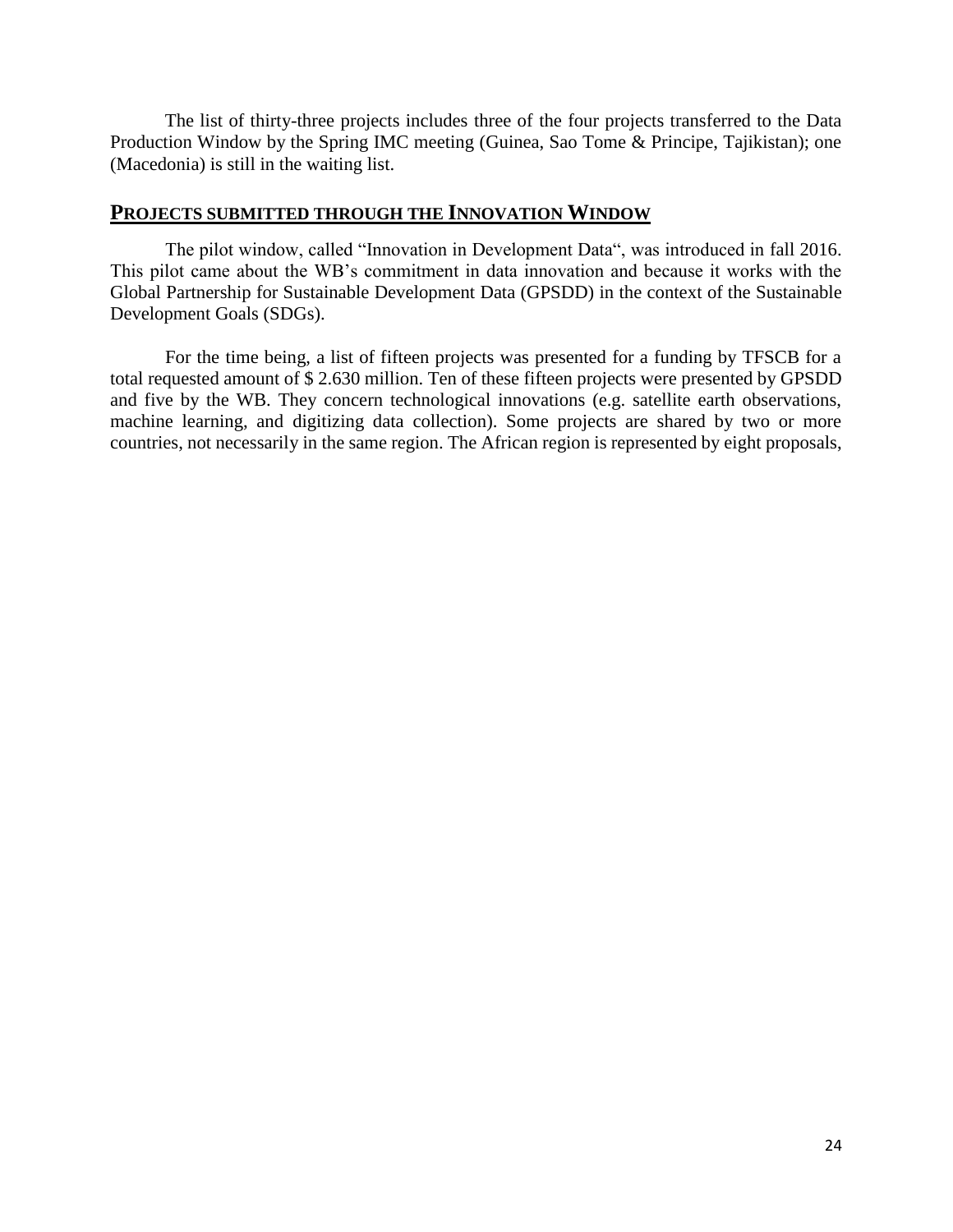The list of thirty-three projects includes three of the four projects transferred to the Data Production Window by the Spring IMC meeting (Guinea, Sao Tome & Principe, Tajikistan); one (Macedonia) is still in the waiting list.

## PROJECTS SUBMITTED THROUGH THE INNOVATION WINDOW

The pilot window, called "Innovation in Development Data", was introduced in fall 2016. This pilot came about the WB's commitment in data innovation and because it works with the Global Partnership for Sustainable Development Data (GPSDD) in the context of the Sustainable Development Goals (SDGs).

For the time being, a list of fifteen projects was presented for a funding by TFSCB for a total requested amount of $ 2.630 million. Ten of these fifteen projects were presented by GPSDD and five by the WB. They concern technological innovations (e.g. satellite earth observations, machine learning, and digitizing data collection). Some projects are shared by two or more countries, not necessarily in the same region. The African region is represented by eight proposals,